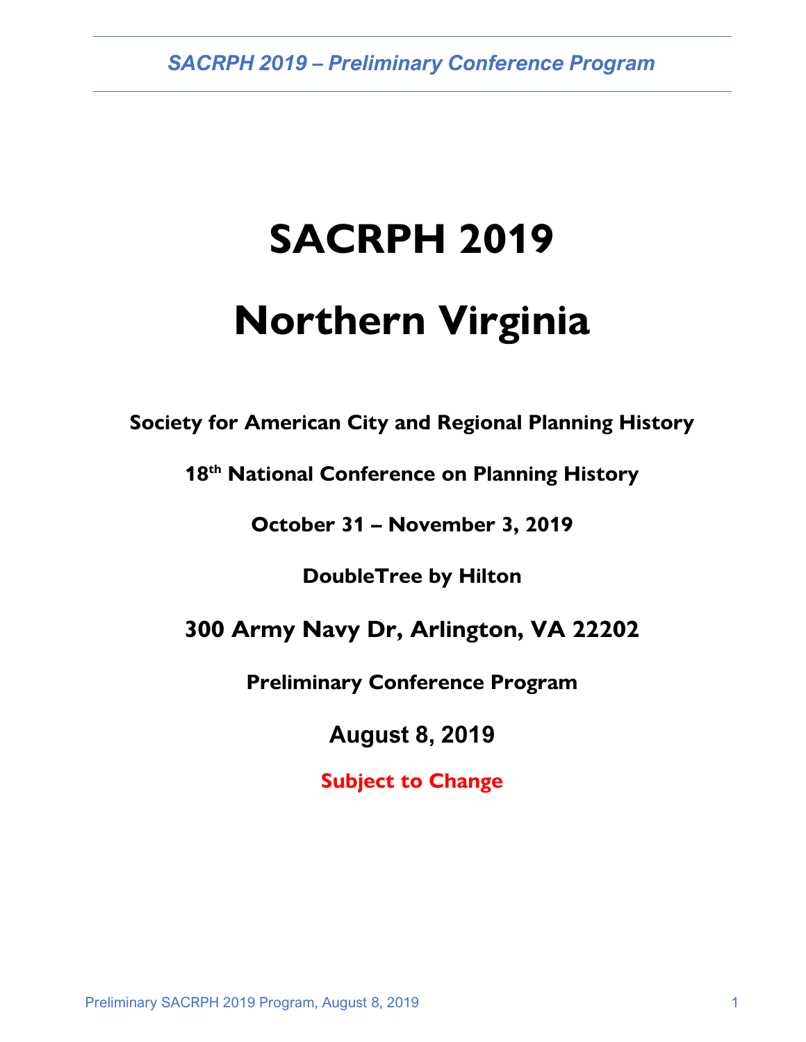# SACRPH 2019

# Northern Virginia

**Society for American City and Regional Planning History**

**18th National Conference on Planning History**

**October 31 – November 3, 2019**

**DoubleTree by Hilton**

**300 Army Navy Dr, Arlington, VA 22202**

**Preliminary Conference Program**

**August 8, 2019**

**Subject to Change**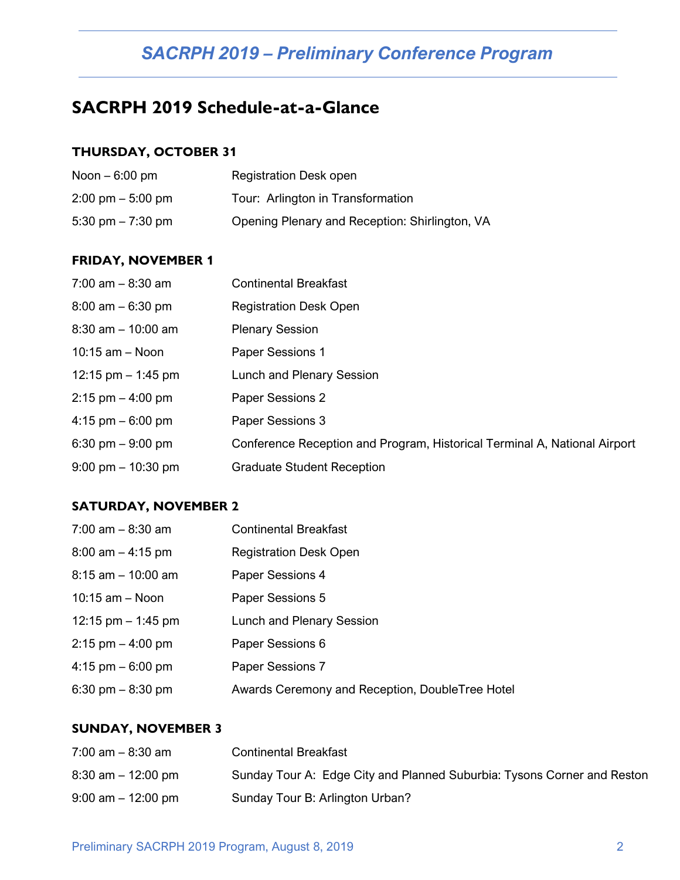# SACRPH 2019 – Preliminary Conference Program

## SACRPH 2019 Schedule-at-a-Glance

### THURSDAY, OCTOBER 31

| | |
|---|---|
| Noon – 6:00 pm | Registration Desk open |
| 2:00 pm – 5:00 pm | Tour: Arlington in Transformation |
| 5:30 pm – 7:30 pm | Opening Plenary and Reception: Shirlington, VA |

### FRIDAY, NOVEMBER 1

| | |
|---|---|
| 7:00 am – 8:30 am | Continental Breakfast |
| 8:00 am – 6:30 pm | Registration Desk Open |
| 8:30 am – 10:00 am | Plenary Session |
| 10:15 am – Noon | Paper Sessions 1 |
| 12:15 pm – 1:45 pm | Lunch and Plenary Session |
| 2:15 pm – 4:00 pm | Paper Sessions 2 |
| 4:15 pm – 6:00 pm | Paper Sessions 3 |
| 6:30 pm – 9:00 pm | Conference Reception and Program, Historical Terminal A, National Airport |
| 9:00 pm – 10:30 pm | Graduate Student Reception |

### SATURDAY, NOVEMBER 2

| | |
|---|---|
| 7:00 am – 8:30 am | Continental Breakfast |
| 8:00 am – 4:15 pm | Registration Desk Open |
| 8:15 am – 10:00 am | Paper Sessions 4 |
| 10:15 am – Noon | Paper Sessions 5 |
| 12:15 pm – 1:45 pm | Lunch and Plenary Session |
| 2:15 pm – 4:00 pm | Paper Sessions 6 |
| 4:15 pm – 6:00 pm | Paper Sessions 7 |
| 6:30 pm – 8:30 pm | Awards Ceremony and Reception, DoubleTree Hotel |

### SUNDAY, NOVEMBER 3

| | |
|---|---|
| 7:00 am – 8:30 am | Continental Breakfast |
| 8:30 am – 12:00 pm | Sunday Tour A: Edge City and Planned Suburbia: Tysons Corner and Reston |
| 9:00 am – 12:00 pm | Sunday Tour B: Arlington Urban? |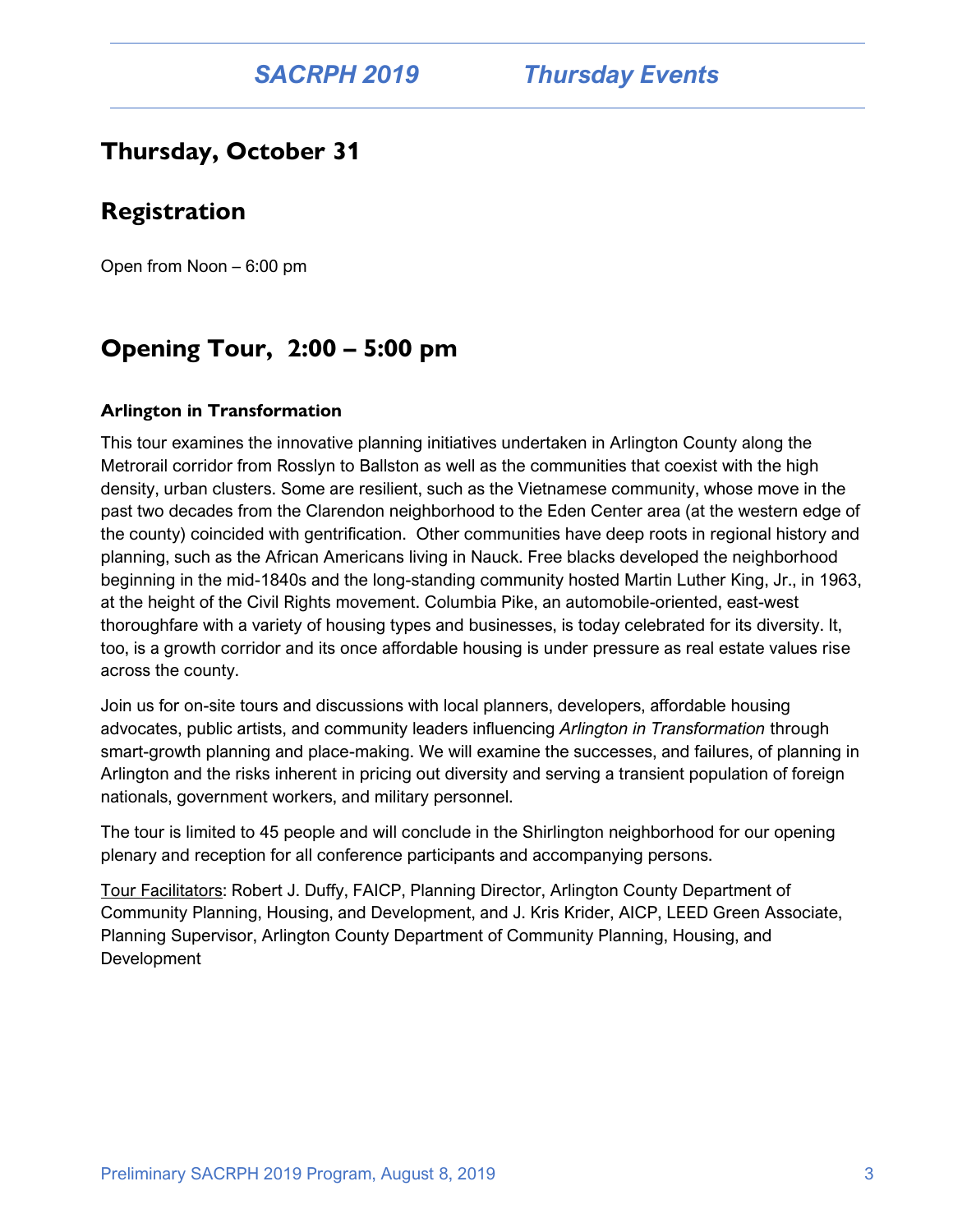## Thursday, October 31

## Registration

Open from Noon – 6:00 pm

## Opening Tour, 2:00 – 5:00 pm

**Arlington in Transformation**

This tour examines the innovative planning initiatives undertaken in Arlington County along the Metrorail corridor from Rosslyn to Ballston as well as the communities that coexist with the high density, urban clusters. Some are resilient, such as the Vietnamese community, whose move in the past two decades from the Clarendon neighborhood to the Eden Center area (at the western edge of the county) coincided with gentrification. Other communities have deep roots in regional history and planning, such as the African Americans living in Nauck. Free blacks developed the neighborhood beginning in the mid-1840s and the long-standing community hosted Martin Luther King, Jr., in 1963, at the height of the Civil Rights movement. Columbia Pike, an automobile-oriented, east-west thoroughfare with a variety of housing types and businesses, is today celebrated for its diversity. It, too, is a growth corridor and its once affordable housing is under pressure as real estate values rise across the county.

Join us for on-site tours and discussions with local planners, developers, affordable housing advocates, public artists, and community leaders influencing *Arlington in Transformation* through smart-growth planning and place-making. We will examine the successes, and failures, of planning in Arlington and the risks inherent in pricing out diversity and serving a transient population of foreign nationals, government workers, and military personnel.

The tour is limited to 45 people and will conclude in the Shirlington neighborhood for our opening plenary and reception for all conference participants and accompanying persons.

Tour Facilitators: Robert J. Duffy, FAICP, Planning Director, Arlington County Department of Community Planning, Housing, and Development, and J. Kris Krider, AICP, LEED Green Associate, Planning Supervisor, Arlington County Department of Community Planning, Housing, and Development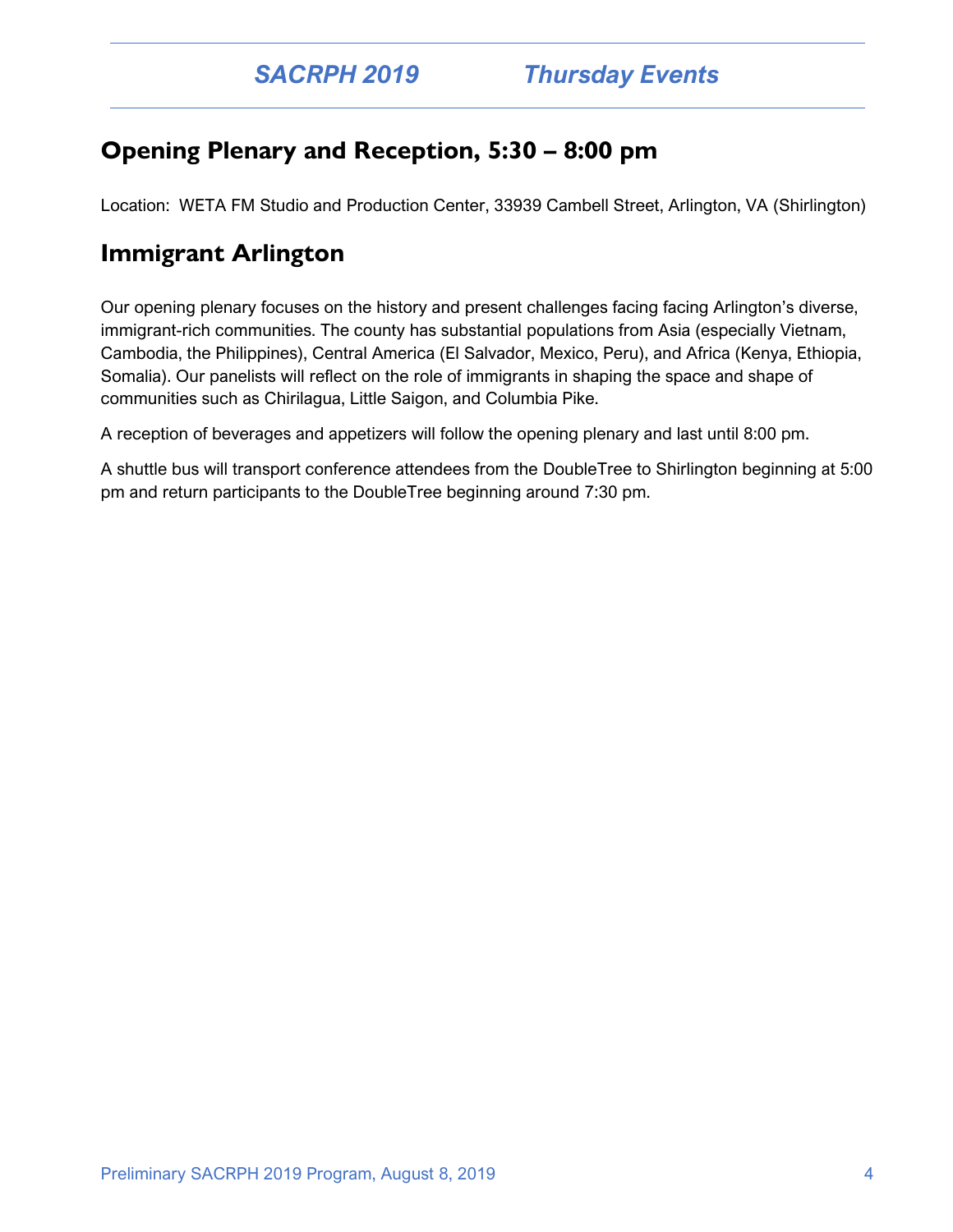## Opening Plenary and Reception, 5:30 – 8:00 pm

Location: WETA FM Studio and Production Center, 33939 Cambell Street, Arlington, VA (Shirlington)

## Immigrant Arlington

Our opening plenary focuses on the history and present challenges facing facing Arlington's diverse, immigrant-rich communities. The county has substantial populations from Asia (especially Vietnam, Cambodia, the Philippines), Central America (El Salvador, Mexico, Peru), and Africa (Kenya, Ethiopia, Somalia). Our panelists will reflect on the role of immigrants in shaping the space and shape of communities such as Chirilagua, Little Saigon, and Columbia Pike.

A reception of beverages and appetizers will follow the opening plenary and last until 8:00 pm.

A shuttle bus will transport conference attendees from the DoubleTree to Shirlington beginning at 5:00 pm and return participants to the DoubleTree beginning around 7:30 pm.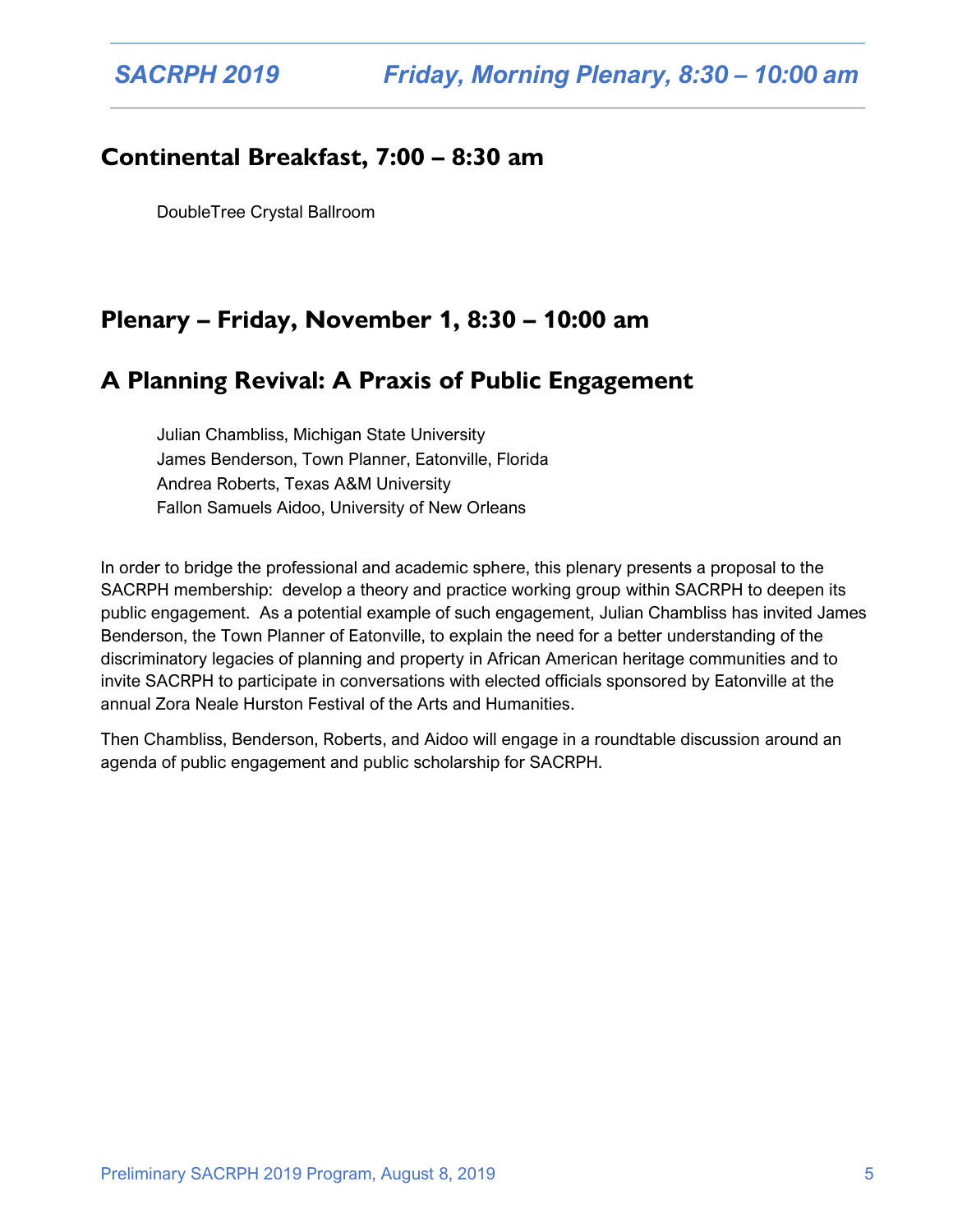## Continental Breakfast, 7:00 – 8:30 am

DoubleTree Crystal Ballroom

## Plenary – Friday, November 1, 8:30 – 10:00 am

## A Planning Revival: A Praxis of Public Engagement

Julian Chambliss, Michigan State University
James Benderson, Town Planner, Eatonville, Florida
Andrea Roberts, Texas A&M University
Fallon Samuels Aidoo, University of New Orleans

In order to bridge the professional and academic sphere, this plenary presents a proposal to the SACRPH membership: develop a theory and practice working group within SACRPH to deepen its public engagement. As a potential example of such engagement, Julian Chambliss has invited James Benderson, the Town Planner of Eatonville, to explain the need for a better understanding of the discriminatory legacies of planning and property in African American heritage communities and to invite SACRPH to participate in conversations with elected officials sponsored by Eatonville at the annual Zora Neale Hurston Festival of the Arts and Humanities.

Then Chambliss, Benderson, Roberts, and Aidoo will engage in a roundtable discussion around an agenda of public engagement and public scholarship for SACRPH.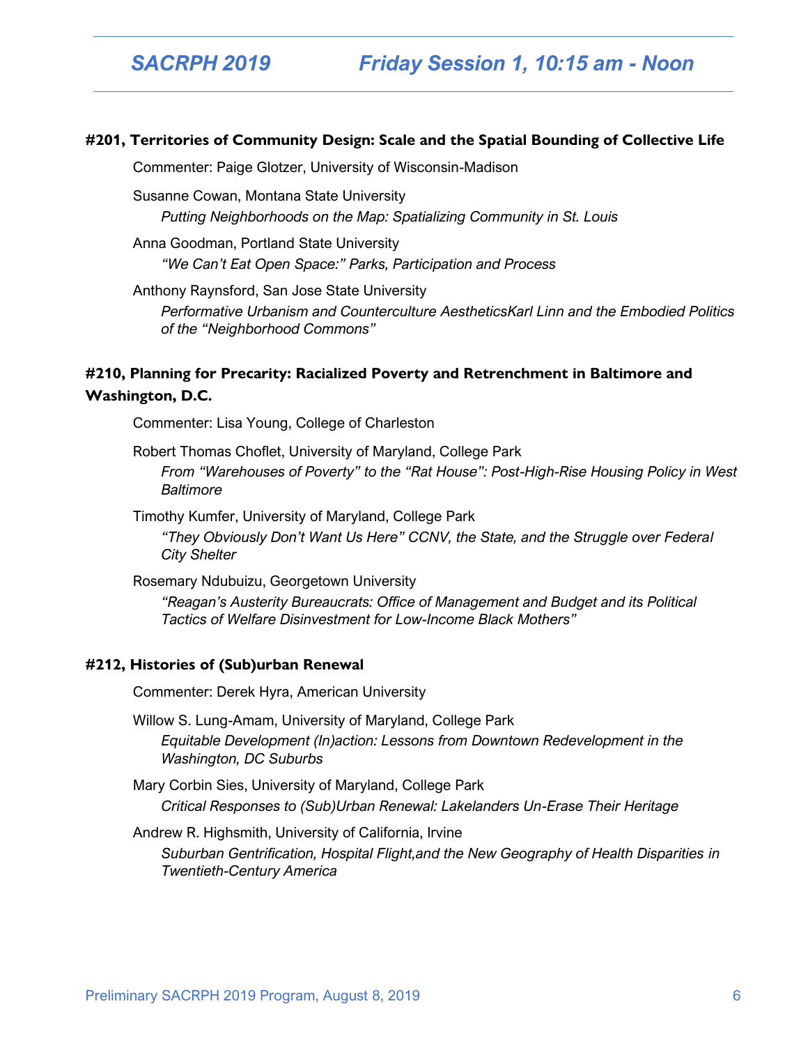## Friday Session 1, 10:15 am - Noon

### #201, Territories of Community Design: Scale and the Spatial Bounding of Collective Life

Commenter: Paige Glotzer, University of Wisconsin-Madison

Susanne Cowan, Montana State University
*Putting Neighborhoods on the Map: Spatializing Community in St. Louis*

Anna Goodman, Portland State University
*"We Can't Eat Open Space:" Parks, Participation and Process*

Anthony Raynsford, San Jose State University
*Performative Urbanism and Counterculture AestheticsKarl Linn and the Embodied Politics of the "Neighborhood Commons"*

### #210, Planning for Precarity: Racialized Poverty and Retrenchment in Baltimore and Washington, D.C.

Commenter: Lisa Young, College of Charleston

Robert Thomas Choflet, University of Maryland, College Park
*From "Warehouses of Poverty" to the "Rat House": Post-High-Rise Housing Policy in West Baltimore*

Timothy Kumfer, University of Maryland, College Park
*"They Obviously Don't Want Us Here" CCNV, the State, and the Struggle over Federal City Shelter*

Rosemary Ndubuizu, Georgetown University
*"Reagan's Austerity Bureaucrats: Office of Management and Budget and its Political Tactics of Welfare Disinvestment for Low-Income Black Mothers"*

### #212, Histories of (Sub)urban Renewal

Commenter: Derek Hyra, American University

Willow S. Lung-Amam, University of Maryland, College Park
*Equitable Development (In)action: Lessons from Downtown Redevelopment in the Washington, DC Suburbs*

Mary Corbin Sies, University of Maryland, College Park
*Critical Responses to (Sub)Urban Renewal: Lakelanders Un-Erase Their Heritage*

Andrew R. Highsmith, University of California, Irvine
*Suburban Gentrification, Hospital Flight,and the New Geography of Health Disparities in Twentieth-Century America*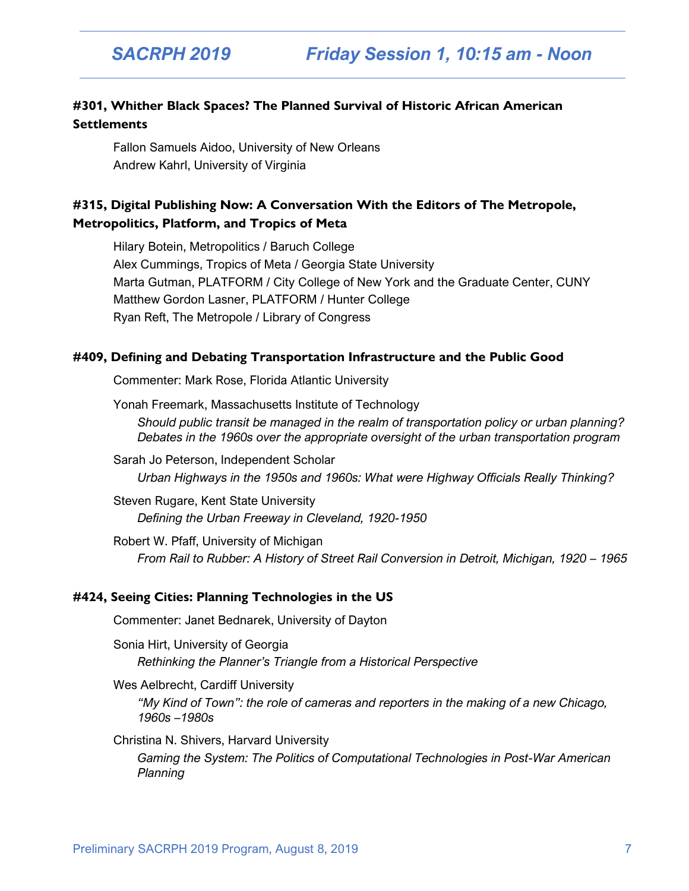# Friday Session 1, 10:15 am - Noon

### #301, Whither Black Spaces? The Planned Survival of Historic African American Settlements

Fallon Samuels Aidoo, University of New Orleans
Andrew Kahrl, University of Virginia

### #315, Digital Publishing Now: A Conversation With the Editors of The Metropole, Metropolitics, Platform, and Tropics of Meta

Hilary Botein, Metropolitics / Baruch College
Alex Cummings, Tropics of Meta / Georgia State University
Marta Gutman, PLATFORM / City College of New York and the Graduate Center, CUNY
Matthew Gordon Lasner, PLATFORM / Hunter College
Ryan Reft, The Metropole / Library of Congress

### #409, Defining and Debating Transportation Infrastructure and the Public Good

Commenter: Mark Rose, Florida Atlantic University

Yonah Freemark, Massachusetts Institute of Technology
*Should public transit be managed in the realm of transportation policy or urban planning? Debates in the 1960s over the appropriate oversight of the urban transportation program*

Sarah Jo Peterson, Independent Scholar
*Urban Highways in the 1950s and 1960s: What were Highway Officials Really Thinking?*

Steven Rugare, Kent State University
*Defining the Urban Freeway in Cleveland, 1920-1950*

Robert W. Pfaff, University of Michigan
*From Rail to Rubber: A History of Street Rail Conversion in Detroit, Michigan, 1920 – 1965*

### #424, Seeing Cities: Planning Technologies in the US

Commenter: Janet Bednarek, University of Dayton

Sonia Hirt, University of Georgia
*Rethinking the Planner's Triangle from a Historical Perspective*

Wes Aelbrecht, Cardiff University
*"My Kind of Town": the role of cameras and reporters in the making of a new Chicago, 1960s –1980s*

Christina N. Shivers, Harvard University
*Gaming the System: The Politics of Computational Technologies in Post-War American Planning*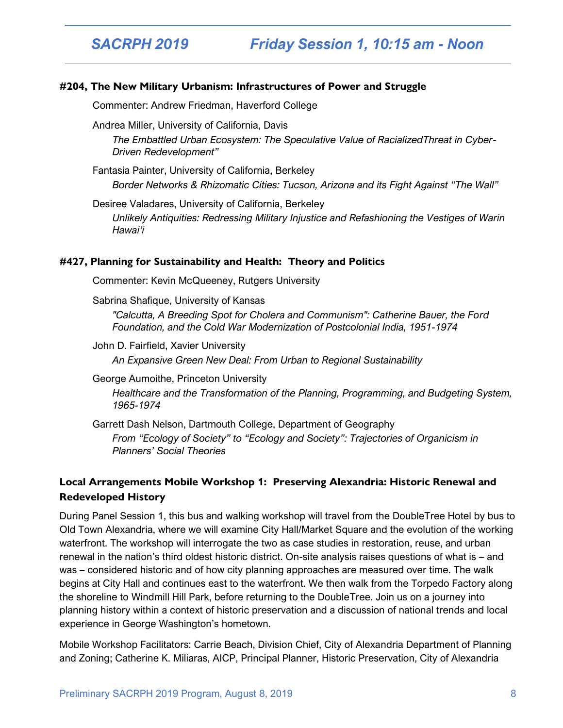## #204, The New Military Urbanism: Infrastructures of Power and Struggle

Commenter: Andrew Friedman, Haverford College

Andrea Miller, University of California, Davis
*The Embattled Urban Ecosystem: The Speculative Value of RacializedThreat in Cyber-Driven Redevelopment"*

Fantasia Painter, University of California, Berkeley
*Border Networks & Rhizomatic Cities: Tucson, Arizona and its Fight Against "The Wall"*

Desiree Valadares, University of California, Berkeley
*Unlikely Antiquities: Redressing Military Injustice and Refashioning the Vestiges of Warin Hawai'i*

## #427, Planning for Sustainability and Health: Theory and Politics

Commenter: Kevin McQueeney, Rutgers University

Sabrina Shafique, University of Kansas
*"Calcutta, A Breeding Spot for Cholera and Communism": Catherine Bauer, the Ford Foundation, and the Cold War Modernization of Postcolonial India, 1951-1974*

John D. Fairfield, Xavier University
*An Expansive Green New Deal: From Urban to Regional Sustainability*

George Aumoithe, Princeton University
*Healthcare and the Transformation of the Planning, Programming, and Budgeting System, 1965-1974*

Garrett Dash Nelson, Dartmouth College, Department of Geography
*From "Ecology of Society" to "Ecology and Society": Trajectories of Organicism in Planners' Social Theories*

## Local Arrangements Mobile Workshop 1: Preserving Alexandria: Historic Renewal and Redeveloped History

During Panel Session 1, this bus and walking workshop will travel from the DoubleTree Hotel by bus to Old Town Alexandria, where we will examine City Hall/Market Square and the evolution of the working waterfront. The workshop will interrogate the two as case studies in restoration, reuse, and urban renewal in the nation's third oldest historic district. On-site analysis raises questions of what is – and was – considered historic and of how city planning approaches are measured over time. The walk begins at City Hall and continues east to the waterfront. We then walk from the Torpedo Factory along the shoreline to Windmill Hill Park, before returning to the DoubleTree. Join us on a journey into planning history within a context of historic preservation and a discussion of national trends and local experience in George Washington's hometown.

Mobile Workshop Facilitators: Carrie Beach, Division Chief, City of Alexandria Department of Planning and Zoning; Catherine K. Miliaras, AICP, Principal Planner, Historic Preservation, City of Alexandria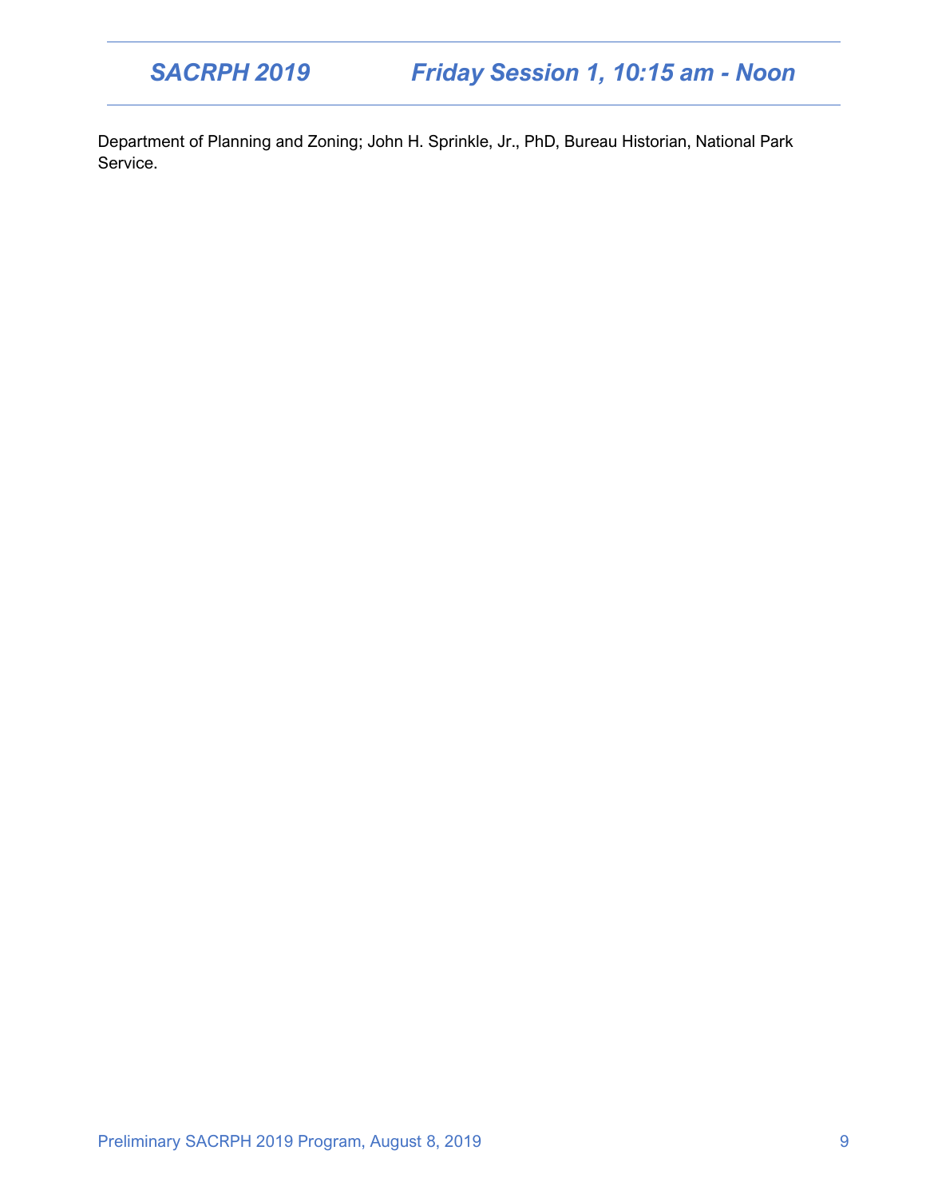Department of Planning and Zoning; John H. Sprinkle, Jr., PhD, Bureau Historian, National Park Service.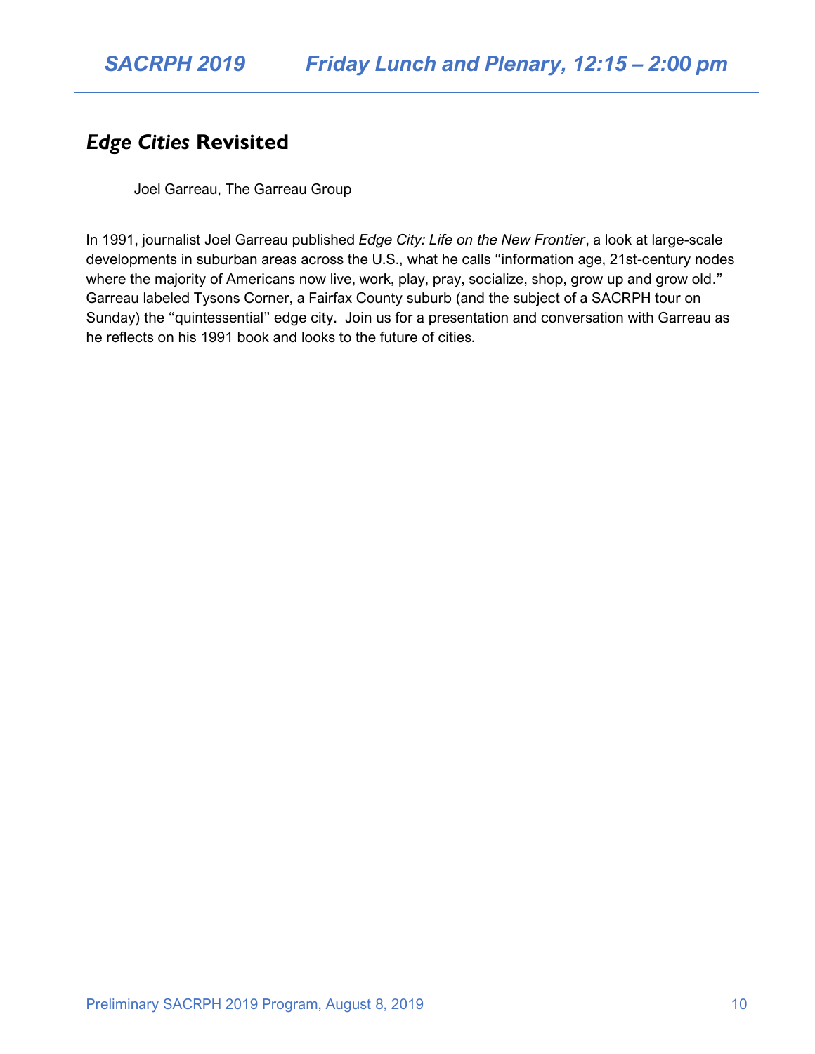## *Edge Cities* Revisited

Joel Garreau, The Garreau Group

In 1991, journalist Joel Garreau published *Edge City: Life on the New Frontier*, a look at large-scale developments in suburban areas across the U.S., what he calls "information age, 21st-century nodes where the majority of Americans now live, work, play, pray, socialize, shop, grow up and grow old." Garreau labeled Tysons Corner, a Fairfax County suburb (and the subject of a SACRPH tour on Sunday) the "quintessential" edge city. Join us for a presentation and conversation with Garreau as he reflects on his 1991 book and looks to the future of cities.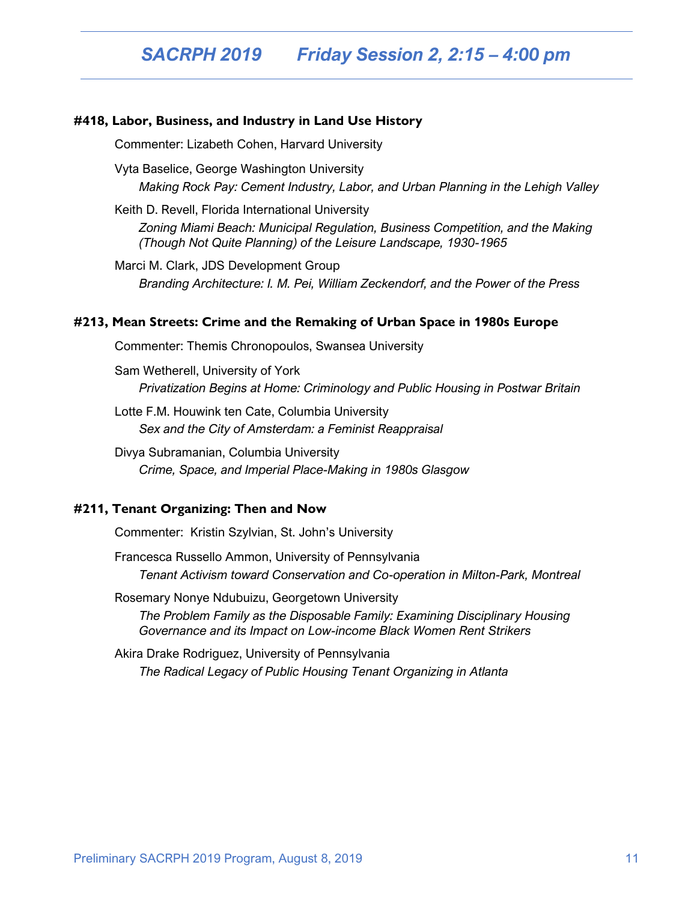# SACRPH 2019 Friday Session 2, 2:15 – 4:00 pm

### #418, Labor, Business, and Industry in Land Use History

Commenter: Lizabeth Cohen, Harvard University

Vyta Baselice, George Washington University
*Making Rock Pay: Cement Industry, Labor, and Urban Planning in the Lehigh Valley*

Keith D. Revell, Florida International University
*Zoning Miami Beach: Municipal Regulation, Business Competition, and the Making (Though Not Quite Planning) of the Leisure Landscape, 1930-1965*

Marci M. Clark, JDS Development Group
*Branding Architecture: I. M. Pei, William Zeckendorf, and the Power of the Press*

### #213, Mean Streets: Crime and the Remaking of Urban Space in 1980s Europe

Commenter: Themis Chronopoulos, Swansea University

Sam Wetherell, University of York
*Privatization Begins at Home: Criminology and Public Housing in Postwar Britain*

Lotte F.M. Houwink ten Cate, Columbia University
*Sex and the City of Amsterdam: a Feminist Reappraisal*

Divya Subramanian, Columbia University
*Crime, Space, and Imperial Place-Making in 1980s Glasgow*

### #211, Tenant Organizing: Then and Now

Commenter: Kristin Szylvian, St. John's University

Francesca Russello Ammon, University of Pennsylvania
*Tenant Activism toward Conservation and Co-operation in Milton-Park, Montreal*

Rosemary Nonye Ndubuizu, Georgetown University
*The Problem Family as the Disposable Family: Examining Disciplinary Housing Governance and its Impact on Low-income Black Women Rent Strikers*

Akira Drake Rodriguez, University of Pennsylvania
*The Radical Legacy of Public Housing Tenant Organizing in Atlanta*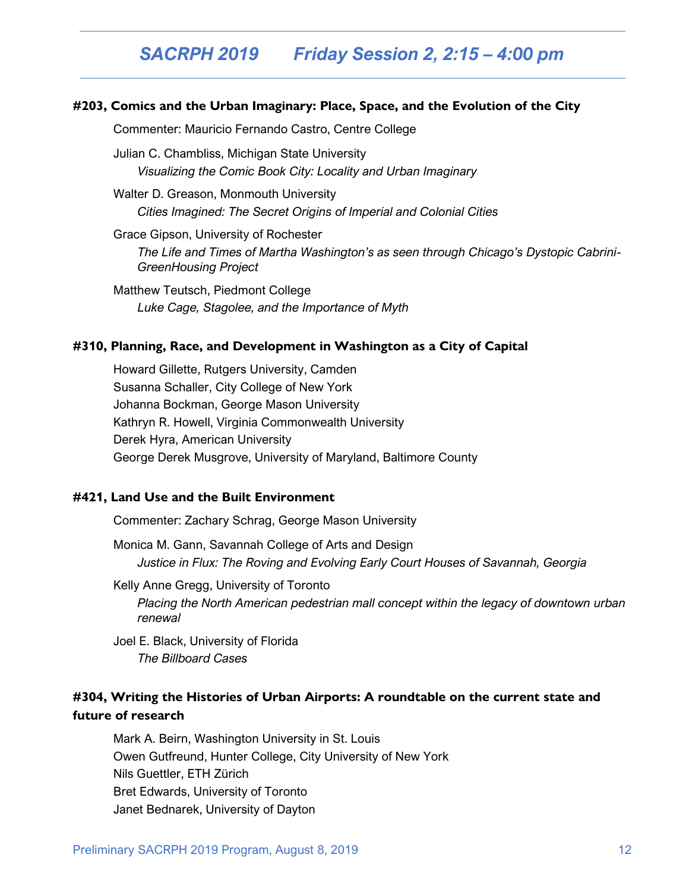# SACRPH 2019 Friday Session 2, 2:15 – 4:00 pm

### #203, Comics and the Urban Imaginary: Place, Space, and the Evolution of the City

Commenter: Mauricio Fernando Castro, Centre College

Julian C. Chambliss, Michigan State University
*Visualizing the Comic Book City: Locality and Urban Imaginary*

Walter D. Greason, Monmouth University
*Cities Imagined: The Secret Origins of Imperial and Colonial Cities*

Grace Gipson, University of Rochester
*The Life and Times of Martha Washington's as seen through Chicago's Dystopic Cabrini-GreenHousing Project*

Matthew Teutsch, Piedmont College
*Luke Cage, Stagolee, and the Importance of Myth*

### #310, Planning, Race, and Development in Washington as a City of Capital

Howard Gillette, Rutgers University, Camden
Susanna Schaller, City College of New York
Johanna Bockman, George Mason University
Kathryn R. Howell, Virginia Commonwealth University
Derek Hyra, American University
George Derek Musgrove, University of Maryland, Baltimore County

### #421, Land Use and the Built Environment

Commenter: Zachary Schrag, George Mason University

Monica M. Gann, Savannah College of Arts and Design
*Justice in Flux: The Roving and Evolving Early Court Houses of Savannah, Georgia*

Kelly Anne Gregg, University of Toronto
*Placing the North American pedestrian mall concept within the legacy of downtown urban renewal*

Joel E. Black, University of Florida
*The Billboard Cases*

### #304, Writing the Histories of Urban Airports: A roundtable on the current state and future of research

Mark A. Beirn, Washington University in St. Louis
Owen Gutfreund, Hunter College, City University of New York
Nils Guettler, ETH Zürich
Bret Edwards, University of Toronto
Janet Bednarek, University of Dayton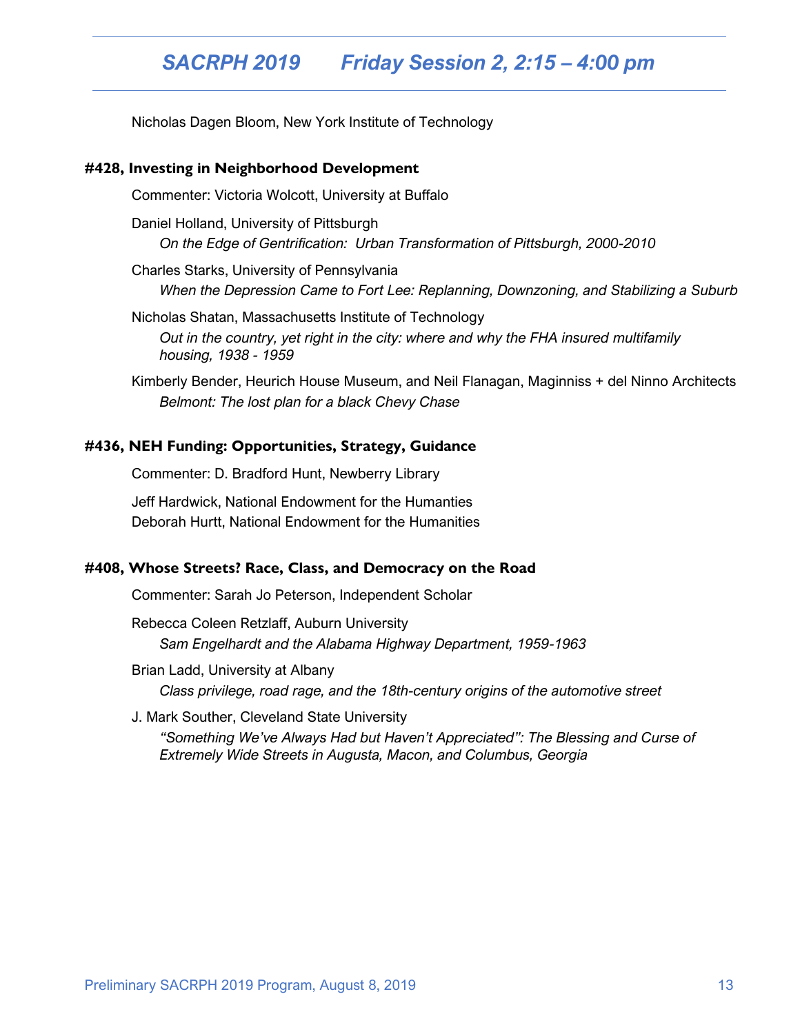Nicholas Dagen Bloom, New York Institute of Technology

**#428, Investing in Neighborhood Development**

Commenter: Victoria Wolcott, University at Buffalo

Daniel Holland, University of Pittsburgh
*On the Edge of Gentrification: Urban Transformation of Pittsburgh, 2000-2010*

Charles Starks, University of Pennsylvania
*When the Depression Came to Fort Lee: Replanning, Downzoning, and Stabilizing a Suburb*

Nicholas Shatan, Massachusetts Institute of Technology
*Out in the country, yet right in the city: where and why the FHA insured multifamily housing, 1938 - 1959*

Kimberly Bender, Heurich House Museum, and Neil Flanagan, Maginniss + del Ninno Architects
*Belmont: The lost plan for a black Chevy Chase*

**#436, NEH Funding: Opportunities, Strategy, Guidance**

Commenter: D. Bradford Hunt, Newberry Library

Jeff Hardwick, National Endowment for the Humanties
Deborah Hurtt, National Endowment for the Humanities

**#408, Whose Streets? Race, Class, and Democracy on the Road**

Commenter: Sarah Jo Peterson, Independent Scholar

Rebecca Coleen Retzlaff, Auburn University
*Sam Engelhardt and the Alabama Highway Department, 1959-1963*

Brian Ladd, University at Albany
*Class privilege, road rage, and the 18th-century origins of the automotive street*

J. Mark Souther, Cleveland State University
*"Something We've Always Had but Haven't Appreciated": The Blessing and Curse of Extremely Wide Streets in Augusta, Macon, and Columbus, Georgia*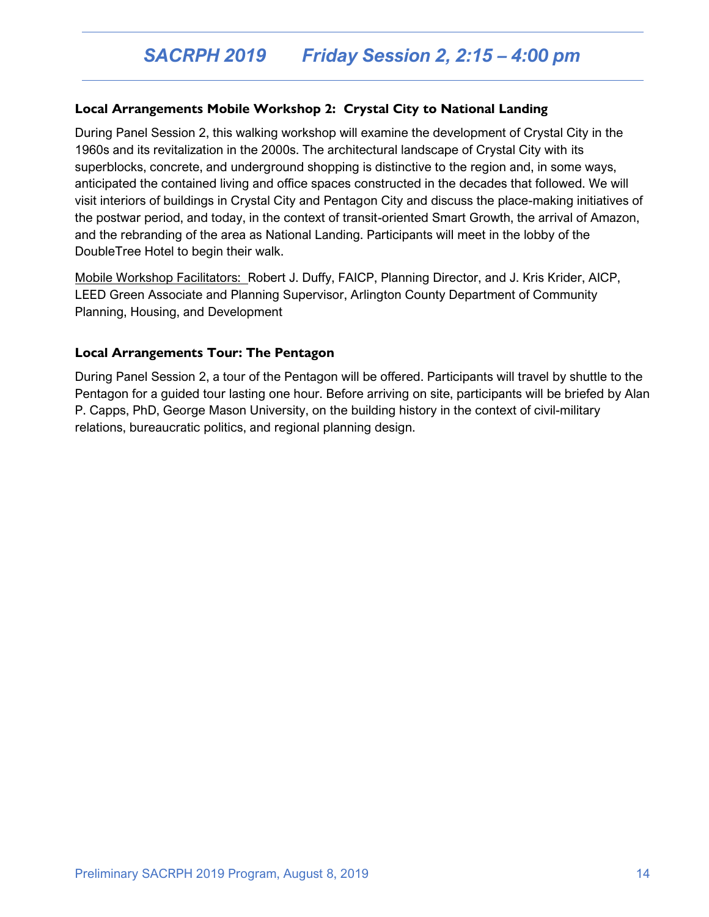# SACRPH 2019 Friday Session 2, 2:15 – 4:00 pm

### Local Arrangements Mobile Workshop 2: Crystal City to National Landing

During Panel Session 2, this walking workshop will examine the development of Crystal City in the 1960s and its revitalization in the 2000s. The architectural landscape of Crystal City with its superblocks, concrete, and underground shopping is distinctive to the region and, in some ways, anticipated the contained living and office spaces constructed in the decades that followed. We will visit interiors of buildings in Crystal City and Pentagon City and discuss the place-making initiatives of the postwar period, and today, in the context of transit-oriented Smart Growth, the arrival of Amazon, and the rebranding of the area as National Landing. Participants will meet in the lobby of the DoubleTree Hotel to begin their walk.

Mobile Workshop Facilitators: Robert J. Duffy, FAICP, Planning Director, and J. Kris Krider, AICP, LEED Green Associate and Planning Supervisor, Arlington County Department of Community Planning, Housing, and Development

### Local Arrangements Tour: The Pentagon

During Panel Session 2, a tour of the Pentagon will be offered. Participants will travel by shuttle to the Pentagon for a guided tour lasting one hour. Before arriving on site, participants will be briefed by Alan P. Capps, PhD, George Mason University, on the building history in the context of civil-military relations, bureaucratic politics, and regional planning design.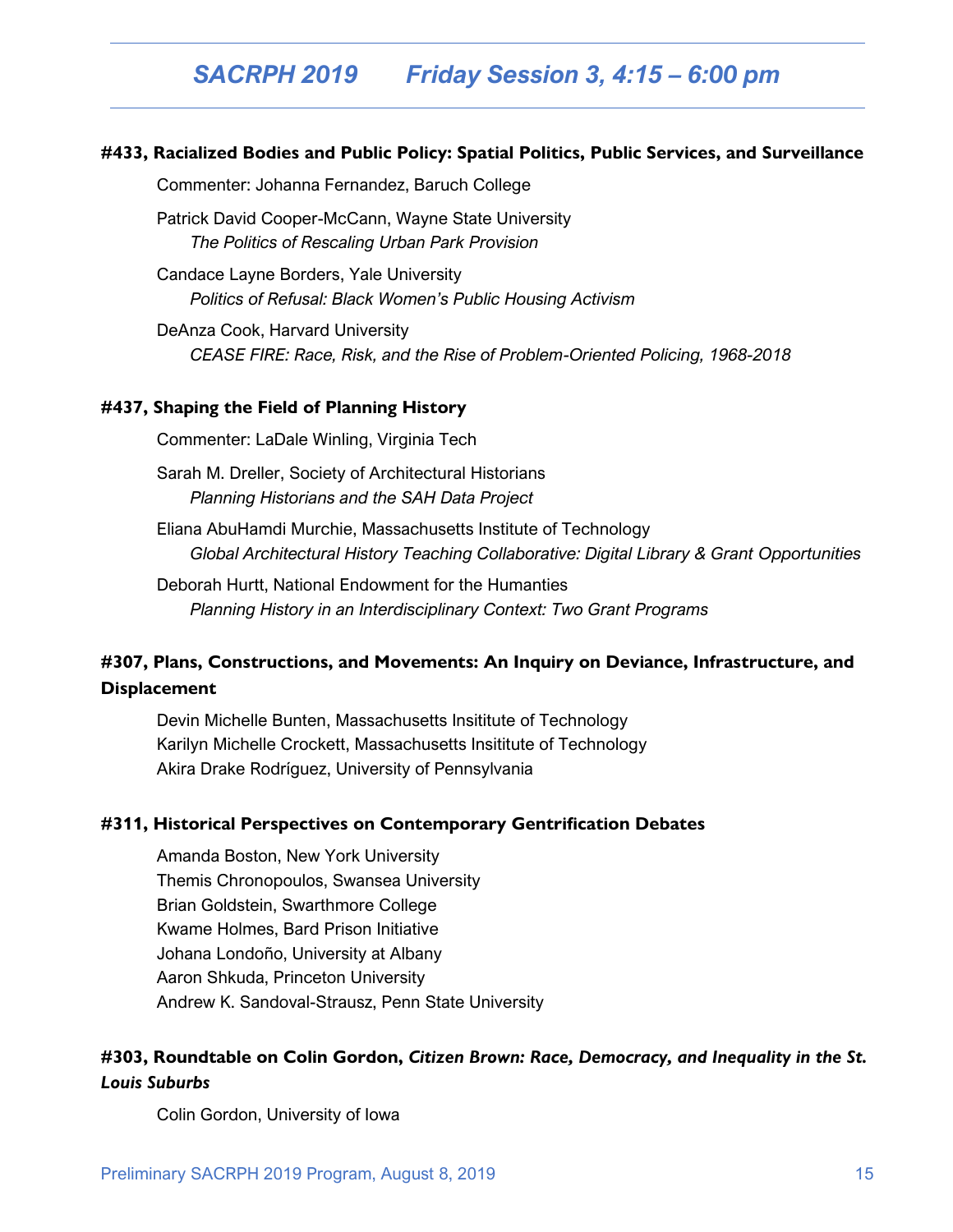# SACRPH 2019 Friday Session 3, 4:15 – 6:00 pm

### #433, Racialized Bodies and Public Policy: Spatial Politics, Public Services, and Surveillance

Commenter: Johanna Fernandez, Baruch College

Patrick David Cooper-McCann, Wayne State University
*The Politics of Rescaling Urban Park Provision*

Candace Layne Borders, Yale University
*Politics of Refusal: Black Women's Public Housing Activism*

DeAnza Cook, Harvard University
*CEASE FIRE: Race, Risk, and the Rise of Problem-Oriented Policing, 1968-2018*

### #437, Shaping the Field of Planning History

Commenter: LaDale Winling, Virginia Tech

Sarah M. Dreller, Society of Architectural Historians
*Planning Historians and the SAH Data Project*

Eliana AbuHamdi Murchie, Massachusetts Institute of Technology
*Global Architectural History Teaching Collaborative: Digital Library & Grant Opportunities*

Deborah Hurtt, National Endowment for the Humanties
*Planning History in an Interdisciplinary Context: Two Grant Programs*

### #307, Plans, Constructions, and Movements: An Inquiry on Deviance, Infrastructure, and Displacement

Devin Michelle Bunten, Massachusetts Insititute of Technology
Karilyn Michelle Crockett, Massachusetts Insititute of Technology
Akira Drake Rodríguez, University of Pennsylvania

### #311, Historical Perspectives on Contemporary Gentrification Debates

Amanda Boston, New York University
Themis Chronopoulos, Swansea University
Brian Goldstein, Swarthmore College
Kwame Holmes, Bard Prison Initiative
Johana Londoño, University at Albany
Aaron Shkuda, Princeton University
Andrew K. Sandoval-Strausz, Penn State University

### #303, Roundtable on Colin Gordon, *Citizen Brown: Race, Democracy, and Inequality in the St. Louis Suburbs*

Colin Gordon, University of Iowa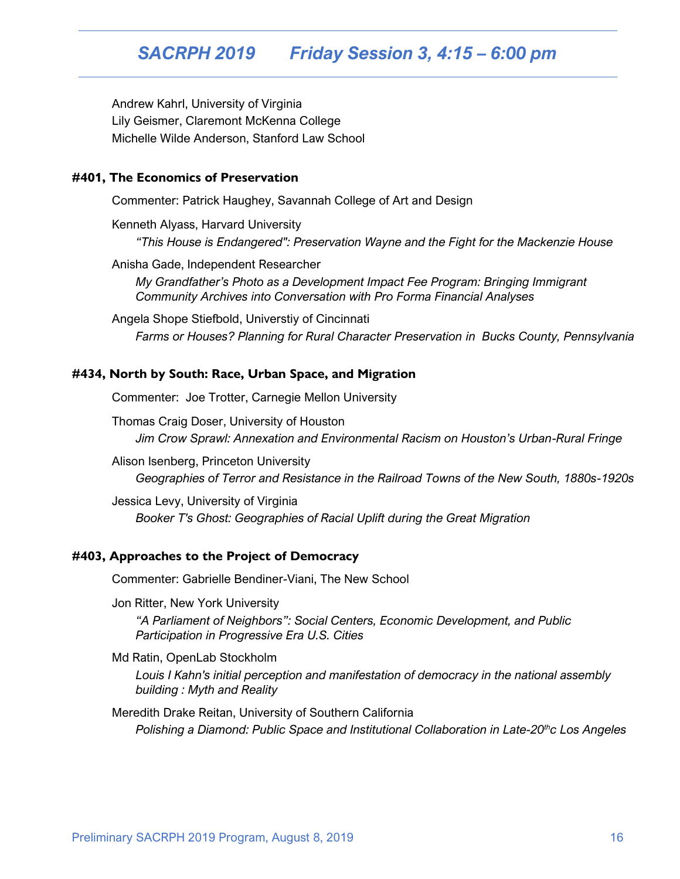Andrew Kahrl, University of Virginia
Lily Geismer, Claremont McKenna College
Michelle Wilde Anderson, Stanford Law School

### #401, The Economics of Preservation

Commenter: Patrick Haughey, Savannah College of Art and Design

Kenneth Alyass, Harvard University
*"This House is Endangered": Preservation Wayne and the Fight for the Mackenzie House*

Anisha Gade, Independent Researcher
*My Grandfather's Photo as a Development Impact Fee Program: Bringing Immigrant Community Archives into Conversation with Pro Forma Financial Analyses*

Angela Shope Stiefbold, Universtiy of Cincinnati
*Farms or Houses? Planning for Rural Character Preservation in Bucks County, Pennsylvania*

### #434, North by South: Race, Urban Space, and Migration

Commenter: Joe Trotter, Carnegie Mellon University

Thomas Craig Doser, University of Houston
*Jim Crow Sprawl: Annexation and Environmental Racism on Houston's Urban-Rural Fringe*

Alison Isenberg, Princeton University
*Geographies of Terror and Resistance in the Railroad Towns of the New South, 1880s-1920s*

Jessica Levy, University of Virginia
*Booker T's Ghost: Geographies of Racial Uplift during the Great Migration*

### #403, Approaches to the Project of Democracy

Commenter: Gabrielle Bendiner-Viani, The New School

Jon Ritter, New York University
*"A Parliament of Neighbors": Social Centers, Economic Development, and Public Participation in Progressive Era U.S. Cities*

Md Ratin, OpenLab Stockholm
*Louis I Kahn's initial perception and manifestation of democracy in the national assembly building : Myth and Reality*

Meredith Drake Reitan, University of Southern California
*Polishing a Diamond: Public Space and Institutional Collaboration in Late-20thc Los Angeles*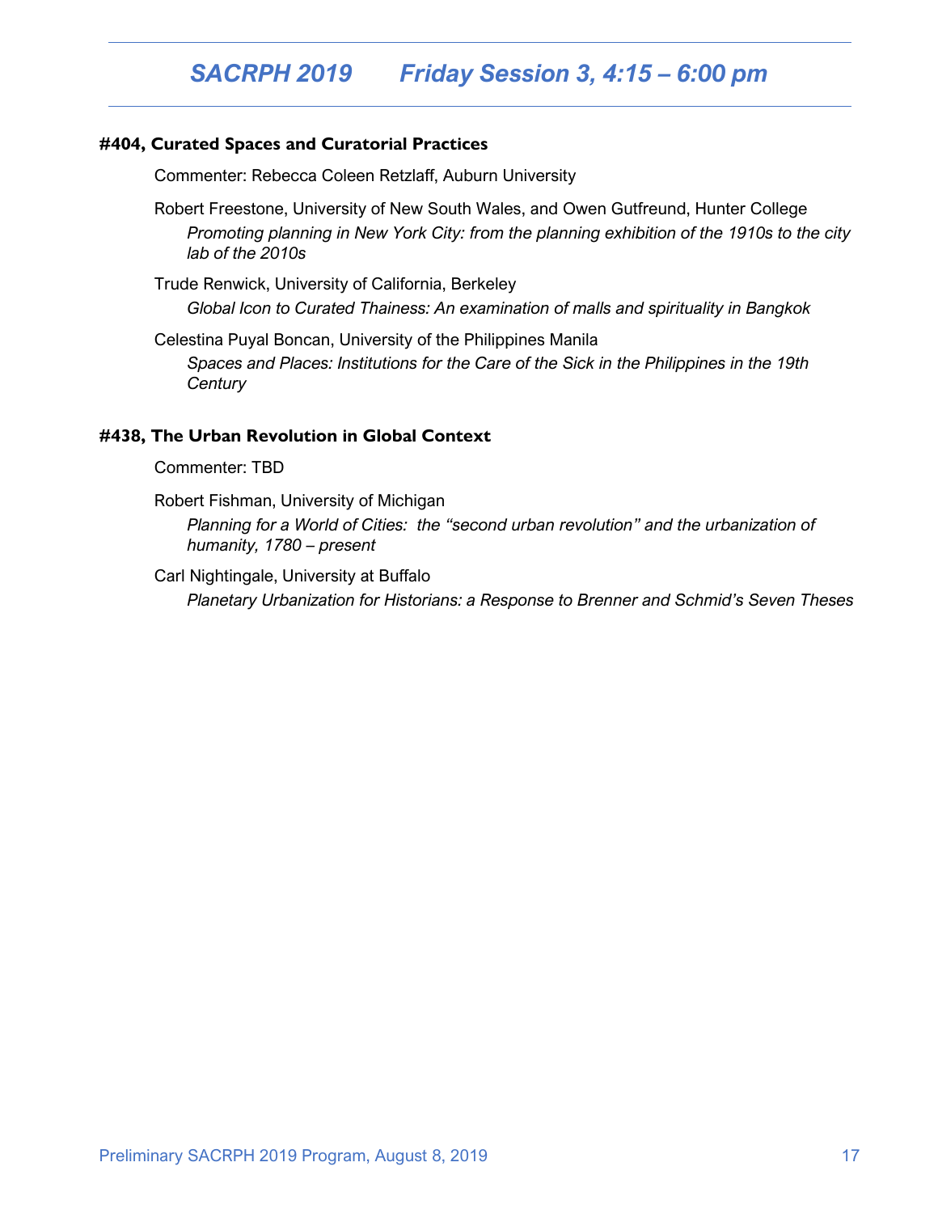# SACRPH 2019 Friday Session 3, 4:15 – 6:00 pm

## #404, Curated Spaces and Curatorial Practices

Commenter: Rebecca Coleen Retzlaff, Auburn University

Robert Freestone, University of New South Wales, and Owen Gutfreund, Hunter College
*Promoting planning in New York City: from the planning exhibition of the 1910s to the city lab of the 2010s*

Trude Renwick, University of California, Berkeley
*Global Icon to Curated Thainess: An examination of malls and spirituality in Bangkok*

Celestina Puyal Boncan, University of the Philippines Manila
*Spaces and Places: Institutions for the Care of the Sick in the Philippines in the 19th Century*

## #438, The Urban Revolution in Global Context

Commenter: TBD

Robert Fishman, University of Michigan
*Planning for a World of Cities: the "second urban revolution" and the urbanization of humanity, 1780 – present*

Carl Nightingale, University at Buffalo
*Planetary Urbanization for Historians: a Response to Brenner and Schmid's Seven Theses*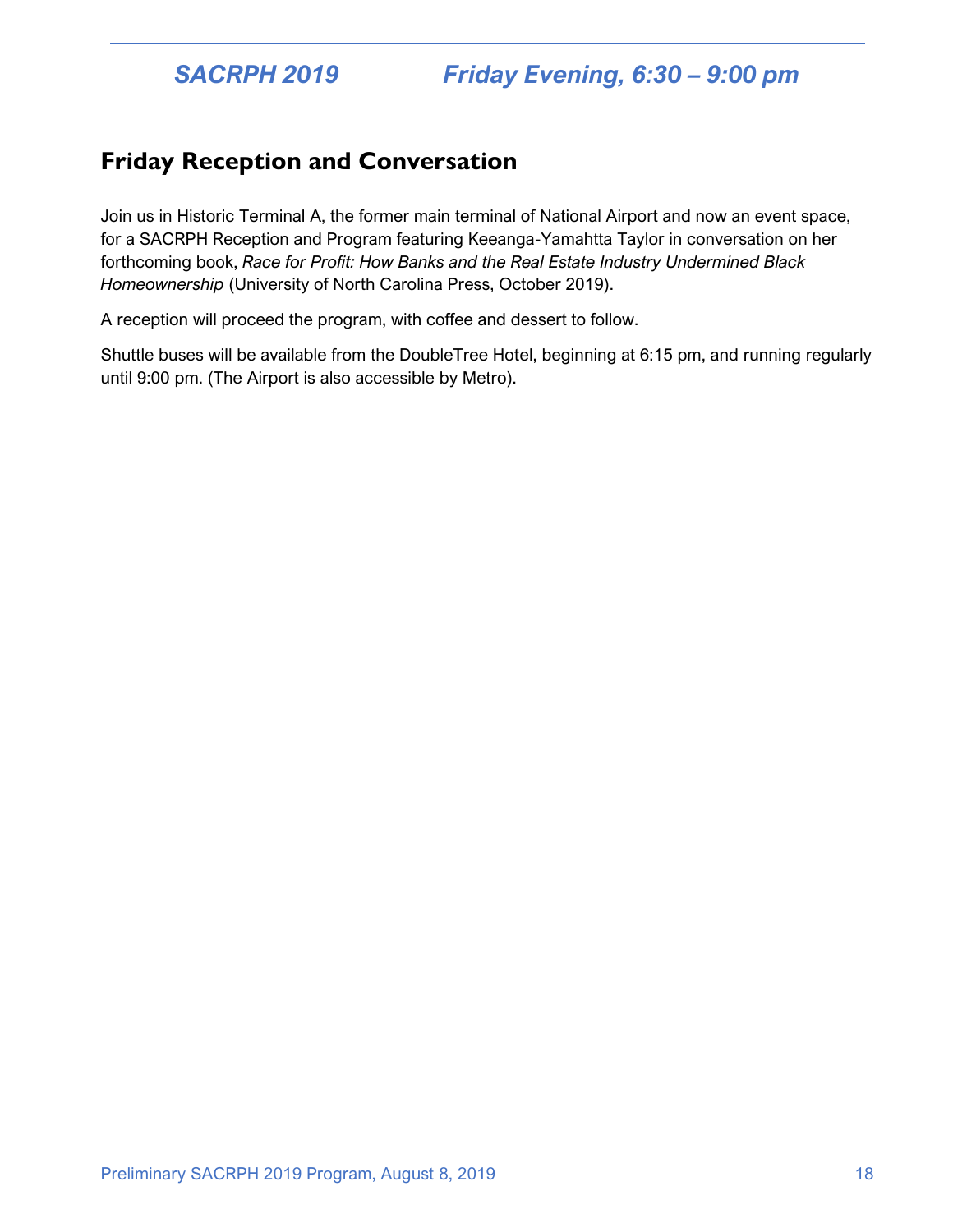## Friday Reception and Conversation

Join us in Historic Terminal A, the former main terminal of National Airport and now an event space, for a SACRPH Reception and Program featuring Keeanga-Yamahtta Taylor in conversation on her forthcoming book, *Race for Profit: How Banks and the Real Estate Industry Undermined Black Homeownership* (University of North Carolina Press, October 2019).

A reception will proceed the program, with coffee and dessert to follow.

Shuttle buses will be available from the DoubleTree Hotel, beginning at 6:15 pm, and running regularly until 9:00 pm. (The Airport is also accessible by Metro).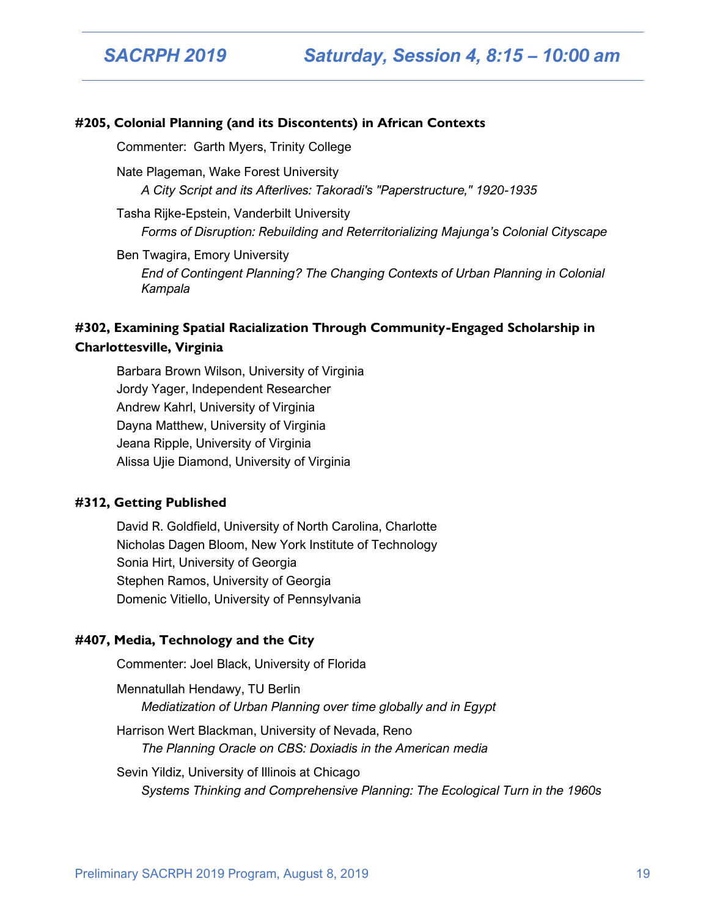## SACRPH 2019 Saturday, Session 4, 8:15 – 10:00 am

**#205, Colonial Planning (and its Discontents) in African Contexts**

Commenter: Garth Myers, Trinity College

Nate Plageman, Wake Forest University
*A City Script and its Afterlives: Takoradi's "Paperstructure," 1920-1935*

Tasha Rijke-Epstein, Vanderbilt University
*Forms of Disruption: Rebuilding and Reterritorializing Majunga's Colonial Cityscape*

Ben Twagira, Emory University
*End of Contingent Planning? The Changing Contexts of Urban Planning in Colonial Kampala*

**#302, Examining Spatial Racialization Through Community-Engaged Scholarship in Charlottesville, Virginia**

Barbara Brown Wilson, University of Virginia
Jordy Yager, Independent Researcher
Andrew Kahrl, University of Virginia
Dayna Matthew, University of Virginia
Jeana Ripple, University of Virginia
Alissa Ujie Diamond, University of Virginia

**#312, Getting Published**

David R. Goldfield, University of North Carolina, Charlotte
Nicholas Dagen Bloom, New York Institute of Technology
Sonia Hirt, University of Georgia
Stephen Ramos, University of Georgia
Domenic Vitiello, University of Pennsylvania

**#407, Media, Technology and the City**

Commenter: Joel Black, University of Florida

Mennatullah Hendawy, TU Berlin
*Mediatization of Urban Planning over time globally and in Egypt*

Harrison Wert Blackman, University of Nevada, Reno
*The Planning Oracle on CBS: Doxiadis in the American media*

Sevin Yildiz, University of Illinois at Chicago
*Systems Thinking and Comprehensive Planning: The Ecological Turn in the 1960s*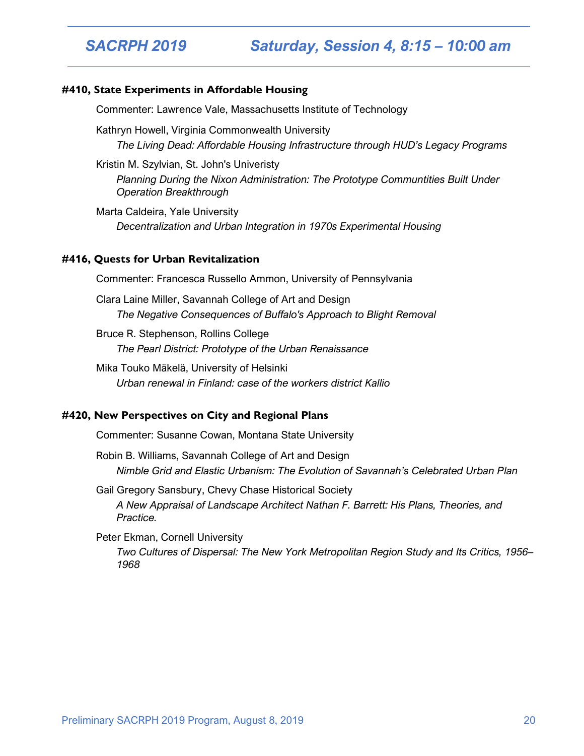## SACRPH 2019 Saturday, Session 4, 8:15 – 10:00 am

### #410, State Experiments in Affordable Housing

Commenter: Lawrence Vale, Massachusetts Institute of Technology

Kathryn Howell, Virginia Commonwealth University
*The Living Dead: Affordable Housing Infrastructure through HUD's Legacy Programs*

Kristin M. Szylvian, St. John's Univeristy
*Planning During the Nixon Administration: The Prototype Communtities Built Under Operation Breakthrough*

Marta Caldeira, Yale University
*Decentralization and Urban Integration in 1970s Experimental Housing*

### #416, Quests for Urban Revitalization

Commenter: Francesca Russello Ammon, University of Pennsylvania

Clara Laine Miller, Savannah College of Art and Design
*The Negative Consequences of Buffalo's Approach to Blight Removal*

Bruce R. Stephenson, Rollins College
*The Pearl District: Prototype of the Urban Renaissance*

Mika Touko Mäkelä, University of Helsinki
*Urban renewal in Finland: case of the workers district Kallio*

### #420, New Perspectives on City and Regional Plans

Commenter: Susanne Cowan, Montana State University

Robin B. Williams, Savannah College of Art and Design
*Nimble Grid and Elastic Urbanism: The Evolution of Savannah's Celebrated Urban Plan*

Gail Gregory Sansbury, Chevy Chase Historical Society
*A New Appraisal of Landscape Architect Nathan F. Barrett: His Plans, Theories, and Practice.*

Peter Ekman, Cornell University
*Two Cultures of Dispersal: The New York Metropolitan Region Study and Its Critics, 1956–1968*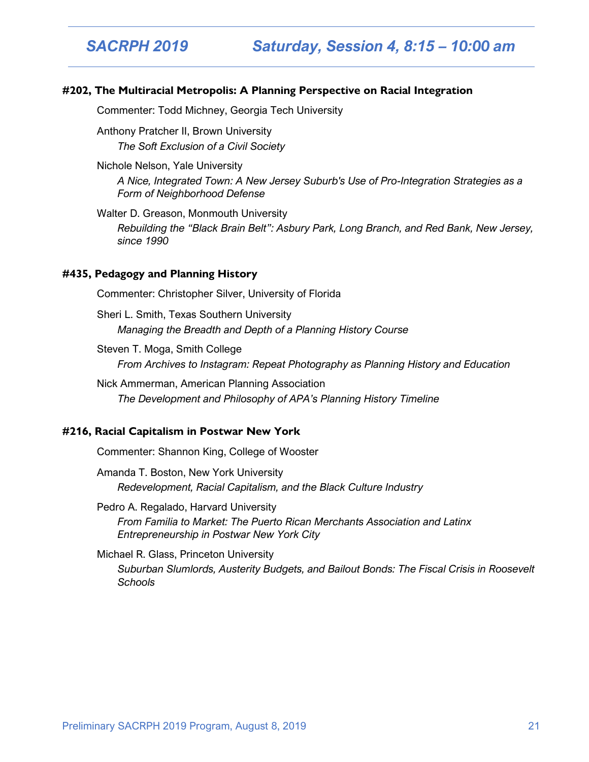## Saturday, Session 4, 8:15 – 10:00 am

### #202, The Multiracial Metropolis: A Planning Perspective on Racial Integration

Commenter: Todd Michney, Georgia Tech University

Anthony Pratcher II, Brown University
*The Soft Exclusion of a Civil Society*

Nichole Nelson, Yale University
*A Nice, Integrated Town: A New Jersey Suburb's Use of Pro-Integration Strategies as a Form of Neighborhood Defense*

Walter D. Greason, Monmouth University
*Rebuilding the "Black Brain Belt": Asbury Park, Long Branch, and Red Bank, New Jersey, since 1990*

### #435, Pedagogy and Planning History

Commenter: Christopher Silver, University of Florida

Sheri L. Smith, Texas Southern University
*Managing the Breadth and Depth of a Planning History Course*

Steven T. Moga, Smith College
*From Archives to Instagram: Repeat Photography as Planning History and Education*

Nick Ammerman, American Planning Association
*The Development and Philosophy of APA's Planning History Timeline*

### #216, Racial Capitalism in Postwar New York

Commenter: Shannon King, College of Wooster

Amanda T. Boston, New York University
*Redevelopment, Racial Capitalism, and the Black Culture Industry*

Pedro A. Regalado, Harvard University
*From Familia to Market: The Puerto Rican Merchants Association and Latinx Entrepreneurship in Postwar New York City*

Michael R. Glass, Princeton University
*Suburban Slumlords, Austerity Budgets, and Bailout Bonds: The Fiscal Crisis in Roosevelt Schools*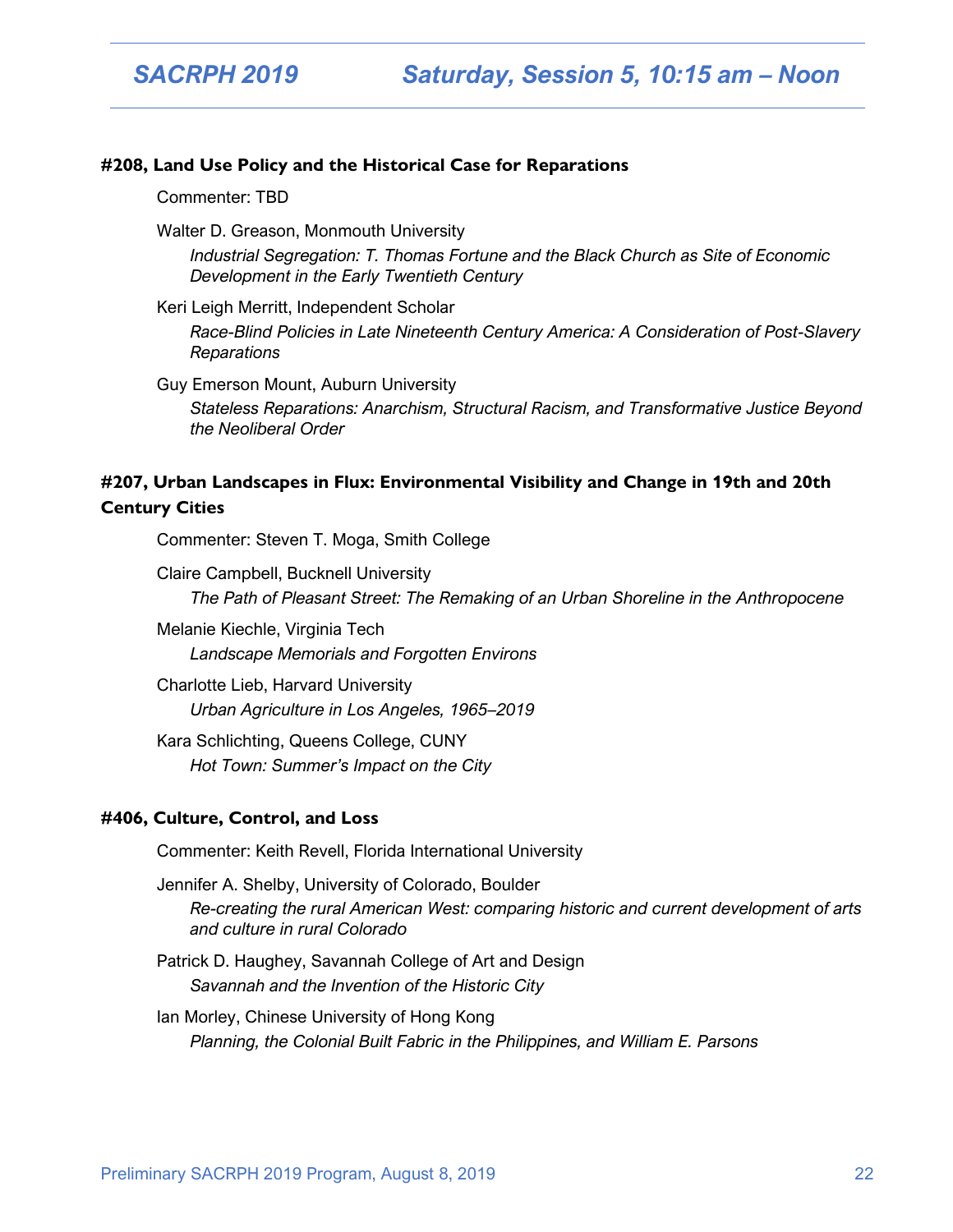## Saturday, Session 5, 10:15 am – Noon

### #208, Land Use Policy and the Historical Case for Reparations

Commenter: TBD

Walter D. Greason, Monmouth University
*Industrial Segregation: T. Thomas Fortune and the Black Church as Site of Economic Development in the Early Twentieth Century*

Keri Leigh Merritt, Independent Scholar
*Race-Blind Policies in Late Nineteenth Century America: A Consideration of Post-Slavery Reparations*

Guy Emerson Mount, Auburn University
*Stateless Reparations: Anarchism, Structural Racism, and Transformative Justice Beyond the Neoliberal Order*

### #207, Urban Landscapes in Flux: Environmental Visibility and Change in 19th and 20th Century Cities

Commenter: Steven T. Moga, Smith College

Claire Campbell, Bucknell University
*The Path of Pleasant Street: The Remaking of an Urban Shoreline in the Anthropocene*

Melanie Kiechle, Virginia Tech
*Landscape Memorials and Forgotten Environs*

Charlotte Lieb, Harvard University
*Urban Agriculture in Los Angeles, 1965–2019*

Kara Schlichting, Queens College, CUNY
*Hot Town: Summer's Impact on the City*

### #406, Culture, Control, and Loss

Commenter: Keith Revell, Florida International University

Jennifer A. Shelby, University of Colorado, Boulder
*Re-creating the rural American West: comparing historic and current development of arts and culture in rural Colorado*

Patrick D. Haughey, Savannah College of Art and Design
*Savannah and the Invention of the Historic City*

Ian Morley, Chinese University of Hong Kong
*Planning, the Colonial Built Fabric in the Philippines, and William E. Parsons*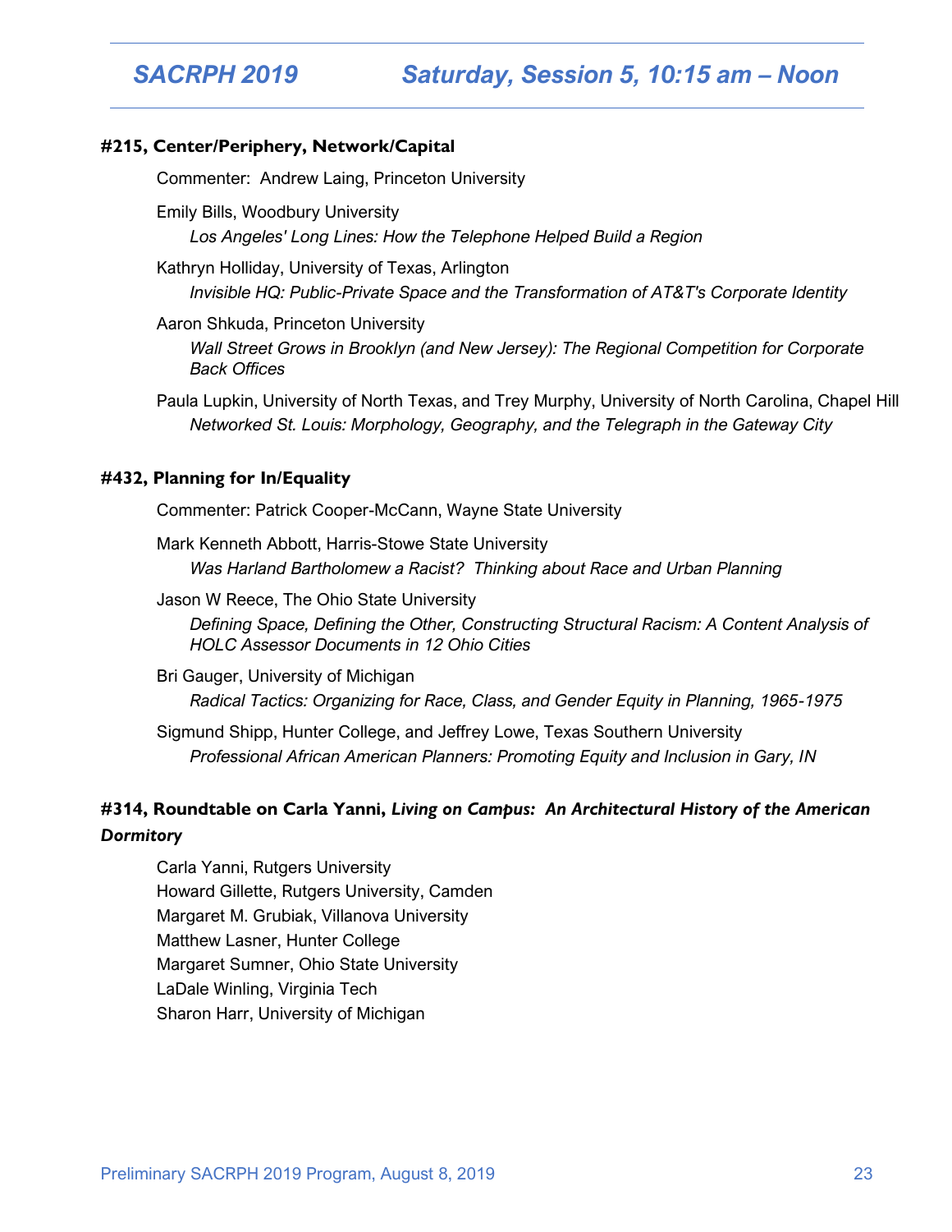## #215, Center/Periphery, Network/Capital

Commenter: Andrew Laing, Princeton University

Emily Bills, Woodbury University
*Los Angeles' Long Lines: How the Telephone Helped Build a Region*

Kathryn Holliday, University of Texas, Arlington
*Invisible HQ: Public-Private Space and the Transformation of AT&T's Corporate Identity*

Aaron Shkuda, Princeton University
*Wall Street Grows in Brooklyn (and New Jersey): The Regional Competition for Corporate Back Offices*

Paula Lupkin, University of North Texas, and Trey Murphy, University of North Carolina, Chapel Hill
*Networked St. Louis: Morphology, Geography, and the Telegraph in the Gateway City*

## #432, Planning for In/Equality

Commenter: Patrick Cooper-McCann, Wayne State University

Mark Kenneth Abbott, Harris-Stowe State University
*Was Harland Bartholomew a Racist? Thinking about Race and Urban Planning*

Jason W Reece, The Ohio State University
*Defining Space, Defining the Other, Constructing Structural Racism: A Content Analysis of HOLC Assessor Documents in 12 Ohio Cities*

Bri Gauger, University of Michigan
*Radical Tactics: Organizing for Race, Class, and Gender Equity in Planning, 1965-1975*

Sigmund Shipp, Hunter College, and Jeffrey Lowe, Texas Southern University
*Professional African American Planners: Promoting Equity and Inclusion in Gary, IN*

## #314, Roundtable on Carla Yanni, *Living on Campus: An Architectural History of the American Dormitory*

Carla Yanni, Rutgers University
Howard Gillette, Rutgers University, Camden
Margaret M. Grubiak, Villanova University
Matthew Lasner, Hunter College
Margaret Sumner, Ohio State University
LaDale Winling, Virginia Tech
Sharon Harr, University of Michigan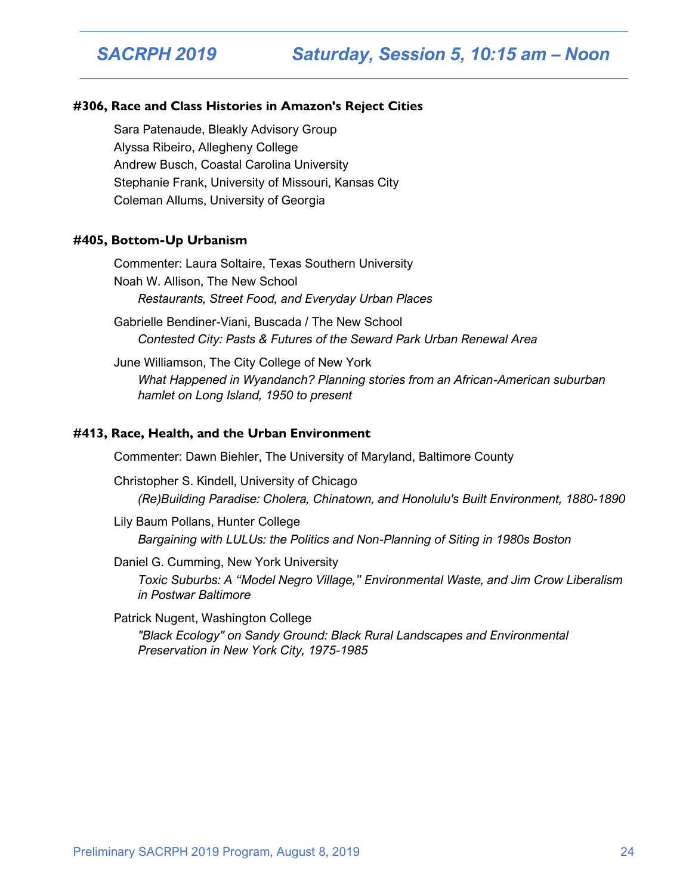## SACRPH 2019 — Saturday, Session 5, 10:15 am – Noon

### #306, Race and Class Histories in Amazon's Reject Cities

Sara Patenaude, Bleakly Advisory Group
Alyssa Ribeiro, Allegheny College
Andrew Busch, Coastal Carolina University
Stephanie Frank, University of Missouri, Kansas City
Coleman Allums, University of Georgia

### #405, Bottom-Up Urbanism

Commenter: Laura Soltaire, Texas Southern University

Noah W. Allison, The New School
*Restaurants, Street Food, and Everyday Urban Places*

Gabrielle Bendiner-Viani, Buscada / The New School
*Contested City: Pasts & Futures of the Seward Park Urban Renewal Area*

June Williamson, The City College of New York
*What Happened in Wyandanch? Planning stories from an African-American suburban hamlet on Long Island, 1950 to present*

### #413, Race, Health, and the Urban Environment

Commenter: Dawn Biehler, The University of Maryland, Baltimore County

Christopher S. Kindell, University of Chicago
*(Re)Building Paradise: Cholera, Chinatown, and Honolulu's Built Environment, 1880-1890*

Lily Baum Pollans, Hunter College
*Bargaining with LULUs: the Politics and Non-Planning of Siting in 1980s Boston*

Daniel G. Cumming, New York University
*Toxic Suburbs: A "Model Negro Village," Environmental Waste, and Jim Crow Liberalism in Postwar Baltimore*

Patrick Nugent, Washington College
*"Black Ecology" on Sandy Ground: Black Rural Landscapes and Environmental Preservation in New York City, 1975-1985*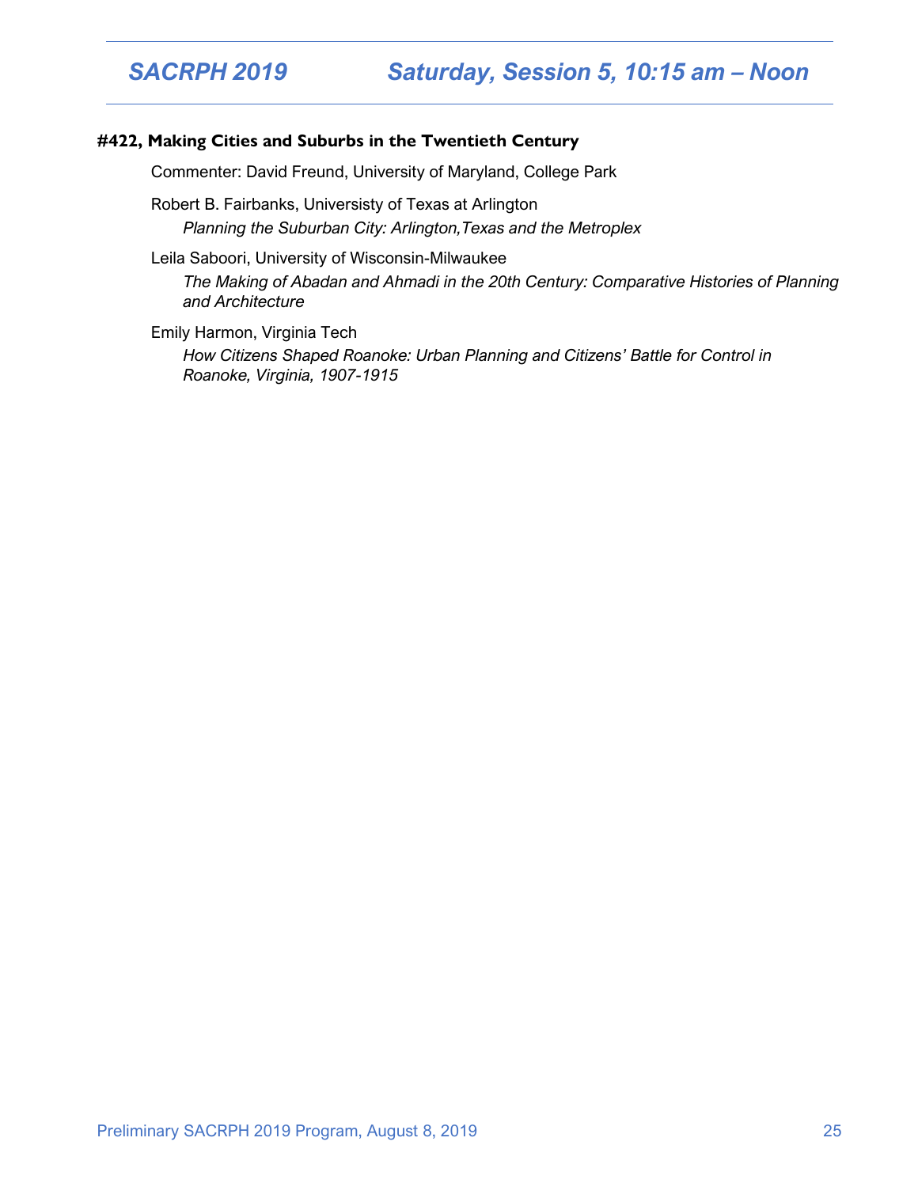#### #422, Making Cities and Suburbs in the Twentieth Century

Commenter: David Freund, University of Maryland, College Park

Robert B. Fairbanks, Universisty of Texas at Arlington
*Planning the Suburban City: Arlington,Texas and the Metroplex*

Leila Saboori, University of Wisconsin-Milwaukee
*The Making of Abadan and Ahmadi in the 20th Century: Comparative Histories of Planning and Architecture*

Emily Harmon, Virginia Tech
*How Citizens Shaped Roanoke: Urban Planning and Citizens' Battle for Control in Roanoke, Virginia, 1907-1915*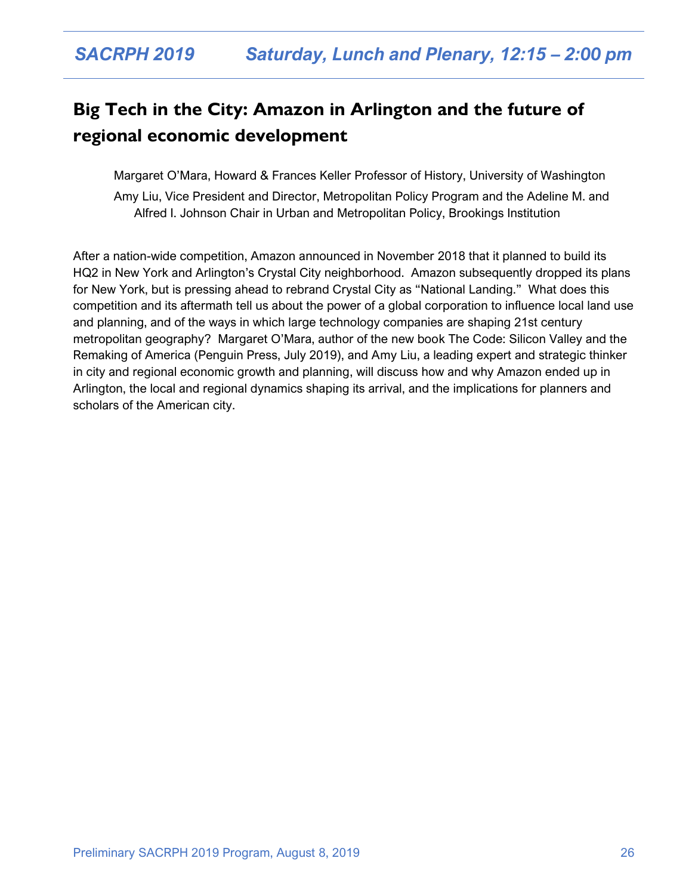## Big Tech in the City: Amazon in Arlington and the future of regional economic development

Margaret O'Mara, Howard & Frances Keller Professor of History, University of Washington

Amy Liu, Vice President and Director, Metropolitan Policy Program and the Adeline M. and Alfred I. Johnson Chair in Urban and Metropolitan Policy, Brookings Institution

After a nation-wide competition, Amazon announced in November 2018 that it planned to build its HQ2 in New York and Arlington's Crystal City neighborhood. Amazon subsequently dropped its plans for New York, but is pressing ahead to rebrand Crystal City as "National Landing." What does this competition and its aftermath tell us about the power of a global corporation to influence local land use and planning, and of the ways in which large technology companies are shaping 21st century metropolitan geography? Margaret O'Mara, author of the new book The Code: Silicon Valley and the Remaking of America (Penguin Press, July 2019), and Amy Liu, a leading expert and strategic thinker in city and regional economic growth and planning, will discuss how and why Amazon ended up in Arlington, the local and regional dynamics shaping its arrival, and the implications for planners and scholars of the American city.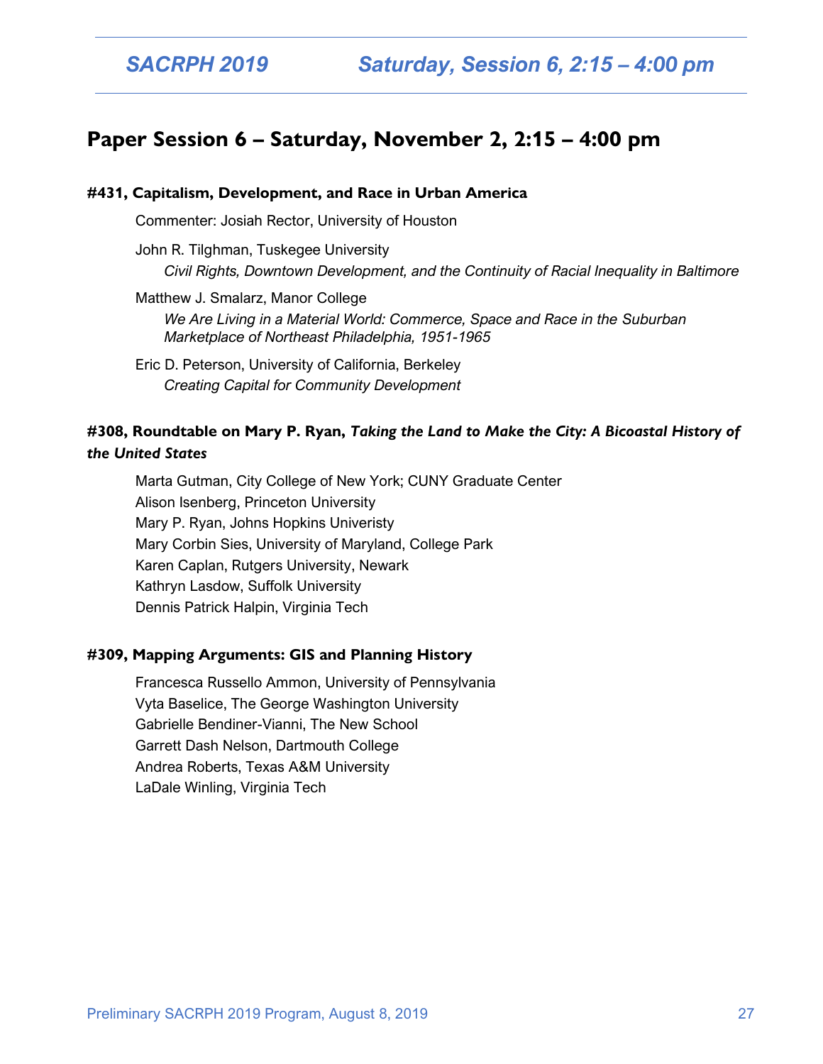## Paper Session 6 – Saturday, November 2, 2:15 – 4:00 pm

**#431, Capitalism, Development, and Race in Urban America**

Commenter: Josiah Rector, University of Houston

John R. Tilghman, Tuskegee University
*Civil Rights, Downtown Development, and the Continuity of Racial Inequality in Baltimore*

Matthew J. Smalarz, Manor College
*We Are Living in a Material World: Commerce, Space and Race in the Suburban Marketplace of Northeast Philadelphia, 1951-1965*

Eric D. Peterson, University of California, Berkeley
*Creating Capital for Community Development*

**#308, Roundtable on Mary P. Ryan, *Taking the Land to Make the City: A Bicoastal History of the United States***

Marta Gutman, City College of New York; CUNY Graduate Center
Alison Isenberg, Princeton University
Mary P. Ryan, Johns Hopkins Univeristy
Mary Corbin Sies, University of Maryland, College Park
Karen Caplan, Rutgers University, Newark
Kathryn Lasdow, Suffolk University
Dennis Patrick Halpin, Virginia Tech

**#309, Mapping Arguments: GIS and Planning History**

Francesca Russello Ammon, University of Pennsylvania
Vyta Baselice, The George Washington University
Gabrielle Bendiner-Vianni, The New School
Garrett Dash Nelson, Dartmouth College
Andrea Roberts, Texas A&M University
LaDale Winling, Virginia Tech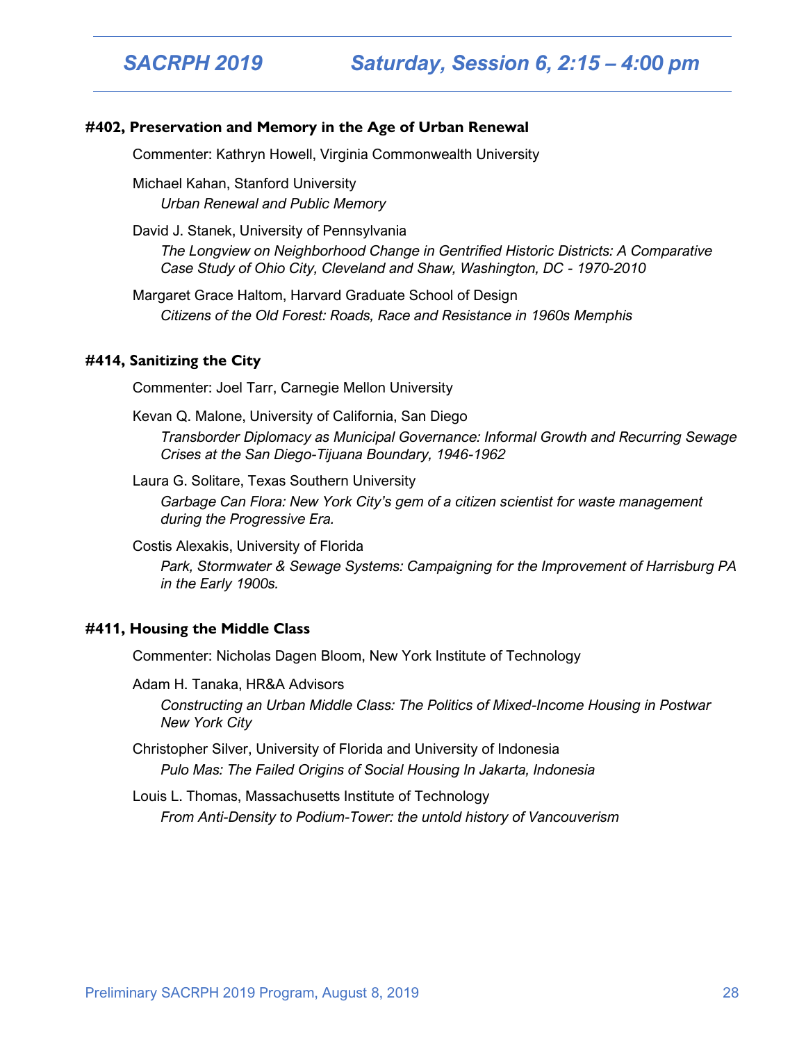## Saturday, Session 6, 2:15 – 4:00 pm

### #402, Preservation and Memory in the Age of Urban Renewal

Commenter: Kathryn Howell, Virginia Commonwealth University

Michael Kahan, Stanford University
*Urban Renewal and Public Memory*

David J. Stanek, University of Pennsylvania
*The Longview on Neighborhood Change in Gentrified Historic Districts: A Comparative Case Study of Ohio City, Cleveland and Shaw, Washington, DC - 1970-2010*

Margaret Grace Haltom, Harvard Graduate School of Design
*Citizens of the Old Forest: Roads, Race and Resistance in 1960s Memphis*

### #414, Sanitizing the City

Commenter: Joel Tarr, Carnegie Mellon University

Kevan Q. Malone, University of California, San Diego
*Transborder Diplomacy as Municipal Governance: Informal Growth and Recurring Sewage Crises at the San Diego-Tijuana Boundary, 1946-1962*

Laura G. Solitare, Texas Southern University
*Garbage Can Flora: New York City's gem of a citizen scientist for waste management during the Progressive Era.*

Costis Alexakis, University of Florida
*Park, Stormwater & Sewage Systems: Campaigning for the Improvement of Harrisburg PA in the Early 1900s.*

### #411, Housing the Middle Class

Commenter: Nicholas Dagen Bloom, New York Institute of Technology

Adam H. Tanaka, HR&A Advisors
*Constructing an Urban Middle Class: The Politics of Mixed-Income Housing in Postwar New York City*

Christopher Silver, University of Florida and University of Indonesia
*Pulo Mas: The Failed Origins of Social Housing In Jakarta, Indonesia*

Louis L. Thomas, Massachusetts Institute of Technology
*From Anti-Density to Podium-Tower: the untold history of Vancouverism*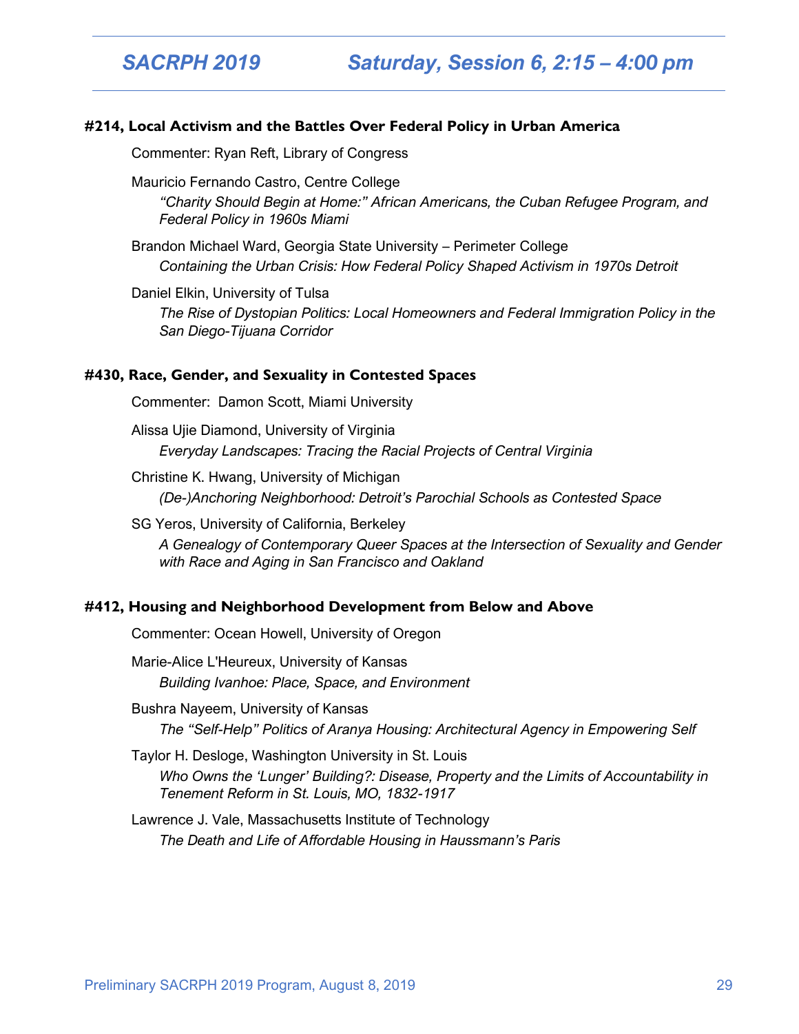## SACRPH 2019 Saturday, Session 6, 2:15 – 4:00 pm

### #214, Local Activism and the Battles Over Federal Policy in Urban America

Commenter: Ryan Reft, Library of Congress

Mauricio Fernando Castro, Centre College
*"Charity Should Begin at Home:" African Americans, the Cuban Refugee Program, and Federal Policy in 1960s Miami*

Brandon Michael Ward, Georgia State University – Perimeter College
*Containing the Urban Crisis: How Federal Policy Shaped Activism in 1970s Detroit*

Daniel Elkin, University of Tulsa
*The Rise of Dystopian Politics: Local Homeowners and Federal Immigration Policy in the San Diego-Tijuana Corridor*

### #430, Race, Gender, and Sexuality in Contested Spaces

Commenter: Damon Scott, Miami University

Alissa Ujie Diamond, University of Virginia
*Everyday Landscapes: Tracing the Racial Projects of Central Virginia*

Christine K. Hwang, University of Michigan
*(De-)Anchoring Neighborhood: Detroit's Parochial Schools as Contested Space*

SG Yeros, University of California, Berkeley
*A Genealogy of Contemporary Queer Spaces at the Intersection of Sexuality and Gender with Race and Aging in San Francisco and Oakland*

### #412, Housing and Neighborhood Development from Below and Above

Commenter: Ocean Howell, University of Oregon

Marie-Alice L'Heureux, University of Kansas
*Building Ivanhoe: Place, Space, and Environment*

Bushra Nayeem, University of Kansas
*The "Self-Help" Politics of Aranya Housing: Architectural Agency in Empowering Self*

Taylor H. Desloge, Washington University in St. Louis
*Who Owns the 'Lunger' Building?: Disease, Property and the Limits of Accountability in Tenement Reform in St. Louis, MO, 1832-1917*

Lawrence J. Vale, Massachusetts Institute of Technology
*The Death and Life of Affordable Housing in Haussmann's Paris*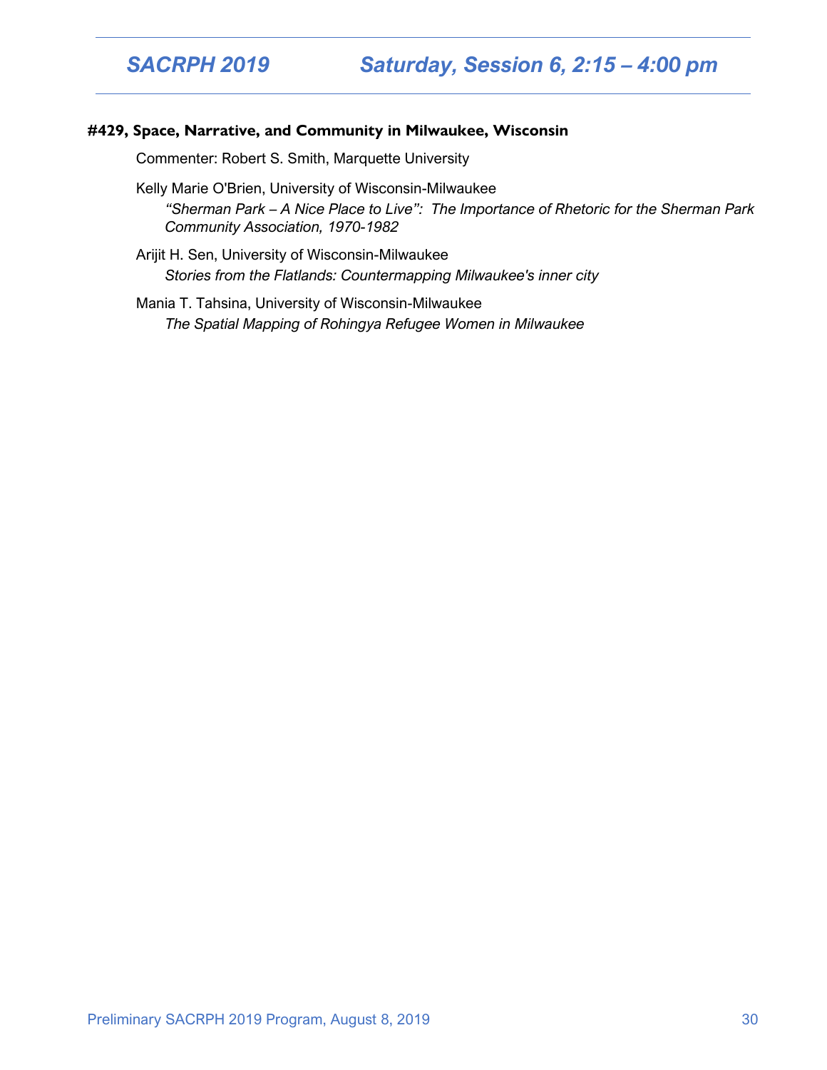**#429, Space, Narrative, and Community in Milwaukee, Wisconsin**

Commenter: Robert S. Smith, Marquette University

Kelly Marie O'Brien, University of Wisconsin-Milwaukee
*"Sherman Park – A Nice Place to Live": The Importance of Rhetoric for the Sherman Park Community Association, 1970-1982*

Arijit H. Sen, University of Wisconsin-Milwaukee
*Stories from the Flatlands: Countermapping Milwaukee's inner city*

Mania T. Tahsina, University of Wisconsin-Milwaukee
*The Spatial Mapping of Rohingya Refugee Women in Milwaukee*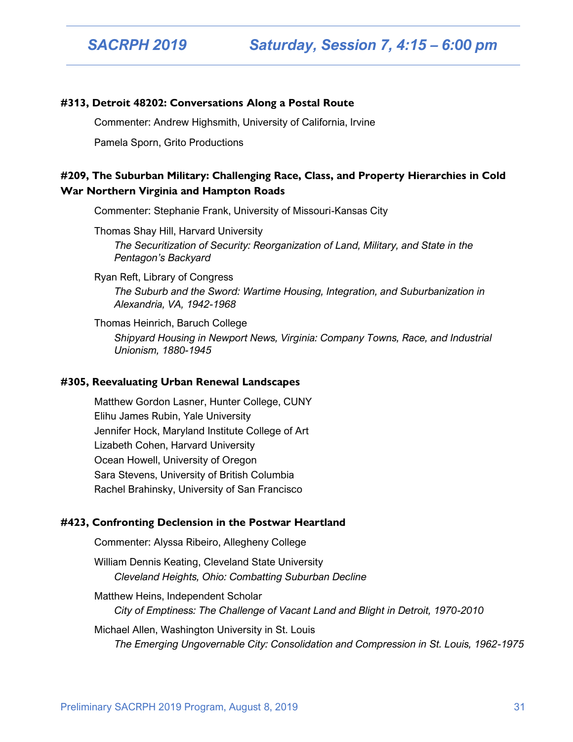# Saturday, Session 7, 4:15 – 6:00 pm

**#313, Detroit 48202: Conversations Along a Postal Route**

Commenter: Andrew Highsmith, University of California, Irvine

Pamela Sporn, Grito Productions

**#209, The Suburban Military: Challenging Race, Class, and Property Hierarchies in Cold War Northern Virginia and Hampton Roads**

Commenter: Stephanie Frank, University of Missouri-Kansas City

Thomas Shay Hill, Harvard University
*The Securitization of Security: Reorganization of Land, Military, and State in the Pentagon's Backyard*

Ryan Reft, Library of Congress
*The Suburb and the Sword: Wartime Housing, Integration, and Suburbanization in Alexandria, VA, 1942-1968*

Thomas Heinrich, Baruch College
*Shipyard Housing in Newport News, Virginia: Company Towns, Race, and Industrial Unionism, 1880-1945*

**#305, Reevaluating Urban Renewal Landscapes**

Matthew Gordon Lasner, Hunter College, CUNY
Elihu James Rubin, Yale University
Jennifer Hock, Maryland Institute College of Art
Lizabeth Cohen, Harvard University
Ocean Howell, University of Oregon
Sara Stevens, University of British Columbia
Rachel Brahinsky, University of San Francisco

**#423, Confronting Declension in the Postwar Heartland**

Commenter: Alyssa Ribeiro, Allegheny College

William Dennis Keating, Cleveland State University
*Cleveland Heights, Ohio: Combatting Suburban Decline*

Matthew Heins, Independent Scholar
*City of Emptiness: The Challenge of Vacant Land and Blight in Detroit, 1970-2010*

Michael Allen, Washington University in St. Louis
*The Emerging Ungovernable City: Consolidation and Compression in St. Louis, 1962-1975*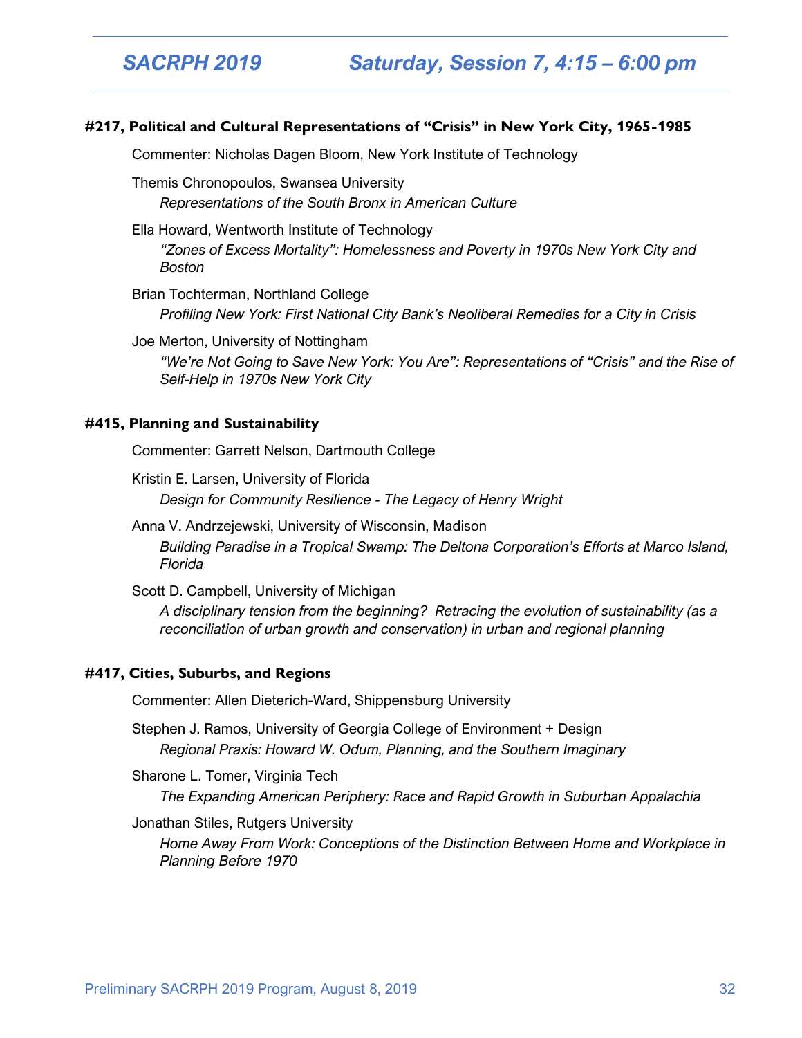## SACRPH 2019 Saturday, Session 7, 4:15 – 6:00 pm

### #217, Political and Cultural Representations of "Crisis" in New York City, 1965-1985

Commenter: Nicholas Dagen Bloom, New York Institute of Technology

Themis Chronopoulos, Swansea University
*Representations of the South Bronx in American Culture*

Ella Howard, Wentworth Institute of Technology
*"Zones of Excess Mortality": Homelessness and Poverty in 1970s New York City and Boston*

Brian Tochterman, Northland College
*Profiling New York: First National City Bank's Neoliberal Remedies for a City in Crisis*

Joe Merton, University of Nottingham
*"We're Not Going to Save New York: You Are": Representations of "Crisis" and the Rise of Self-Help in 1970s New York City*

### #415, Planning and Sustainability

Commenter: Garrett Nelson, Dartmouth College

Kristin E. Larsen, University of Florida
*Design for Community Resilience - The Legacy of Henry Wright*

Anna V. Andrzejewski, University of Wisconsin, Madison
*Building Paradise in a Tropical Swamp: The Deltona Corporation's Efforts at Marco Island, Florida*

Scott D. Campbell, University of Michigan
*A disciplinary tension from the beginning? Retracing the evolution of sustainability (as a reconciliation of urban growth and conservation) in urban and regional planning*

### #417, Cities, Suburbs, and Regions

Commenter: Allen Dieterich-Ward, Shippensburg University

Stephen J. Ramos, University of Georgia College of Environment + Design
*Regional Praxis: Howard W. Odum, Planning, and the Southern Imaginary*

Sharone L. Tomer, Virginia Tech
*The Expanding American Periphery: Race and Rapid Growth in Suburban Appalachia*

Jonathan Stiles, Rutgers University
*Home Away From Work: Conceptions of the Distinction Between Home and Workplace in Planning Before 1970*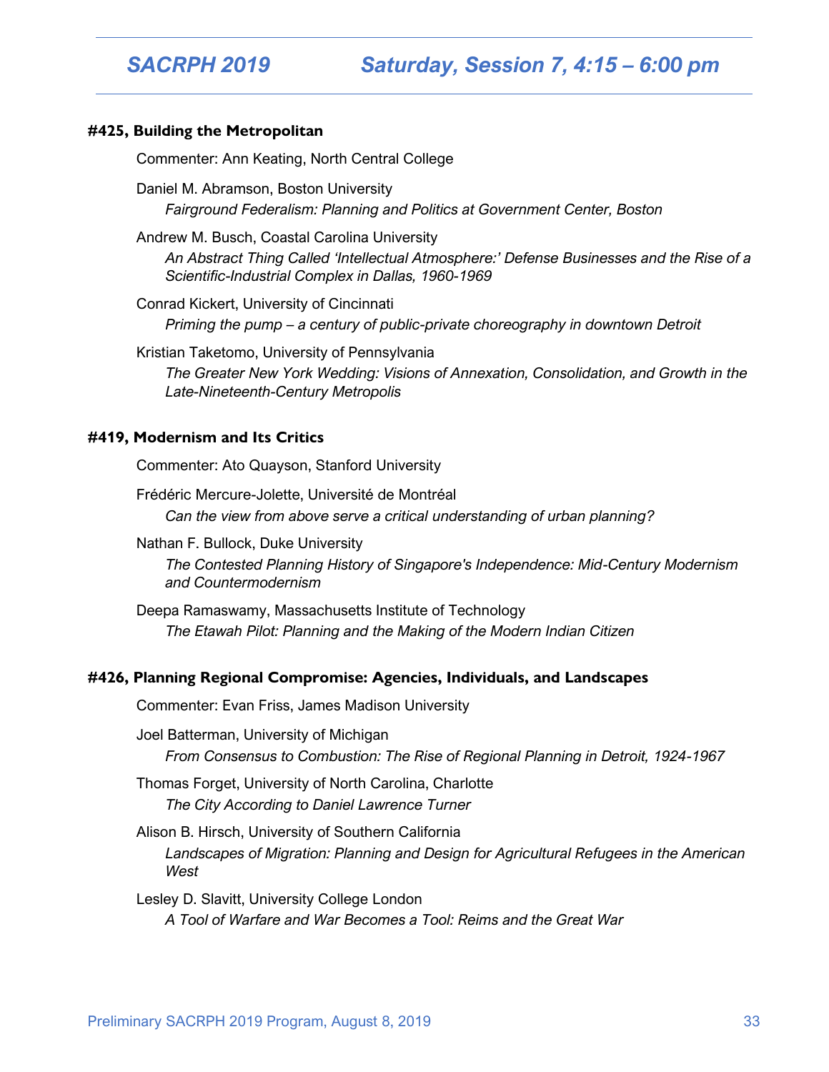## SACRPH 2019 Saturday, Session 7, 4:15 – 6:00 pm

### #425, Building the Metropolitan

Commenter: Ann Keating, North Central College

Daniel M. Abramson, Boston University
*Fairground Federalism: Planning and Politics at Government Center, Boston*

Andrew M. Busch, Coastal Carolina University
*An Abstract Thing Called 'Intellectual Atmosphere:' Defense Businesses and the Rise of a Scientific-Industrial Complex in Dallas, 1960-1969*

Conrad Kickert, University of Cincinnati
*Priming the pump – a century of public-private choreography in downtown Detroit*

Kristian Taketomo, University of Pennsylvania
*The Greater New York Wedding: Visions of Annexation, Consolidation, and Growth in the Late-Nineteenth-Century Metropolis*

### #419, Modernism and Its Critics

Commenter: Ato Quayson, Stanford University

Frédéric Mercure-Jolette, Université de Montréal
*Can the view from above serve a critical understanding of urban planning?*

Nathan F. Bullock, Duke University
*The Contested Planning History of Singapore's Independence: Mid-Century Modernism and Countermodernism*

Deepa Ramaswamy, Massachusetts Institute of Technology
*The Etawah Pilot: Planning and the Making of the Modern Indian Citizen*

### #426, Planning Regional Compromise: Agencies, Individuals, and Landscapes

Commenter: Evan Friss, James Madison University

Joel Batterman, University of Michigan
*From Consensus to Combustion: The Rise of Regional Planning in Detroit, 1924-1967*

Thomas Forget, University of North Carolina, Charlotte
*The City According to Daniel Lawrence Turner*

Alison B. Hirsch, University of Southern California
*Landscapes of Migration: Planning and Design for Agricultural Refugees in the American West*

Lesley D. Slavitt, University College London
*A Tool of Warfare and War Becomes a Tool: Reims and the Great War*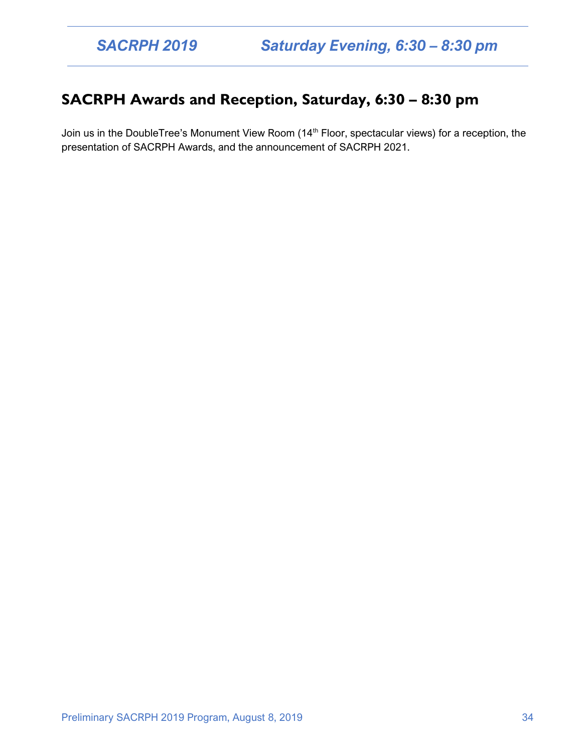## SACRPH Awards and Reception, Saturday, 6:30 – 8:30 pm

Join us in the DoubleTree's Monument View Room (14th Floor, spectacular views) for a reception, the presentation of SACRPH Awards, and the announcement of SACRPH 2021.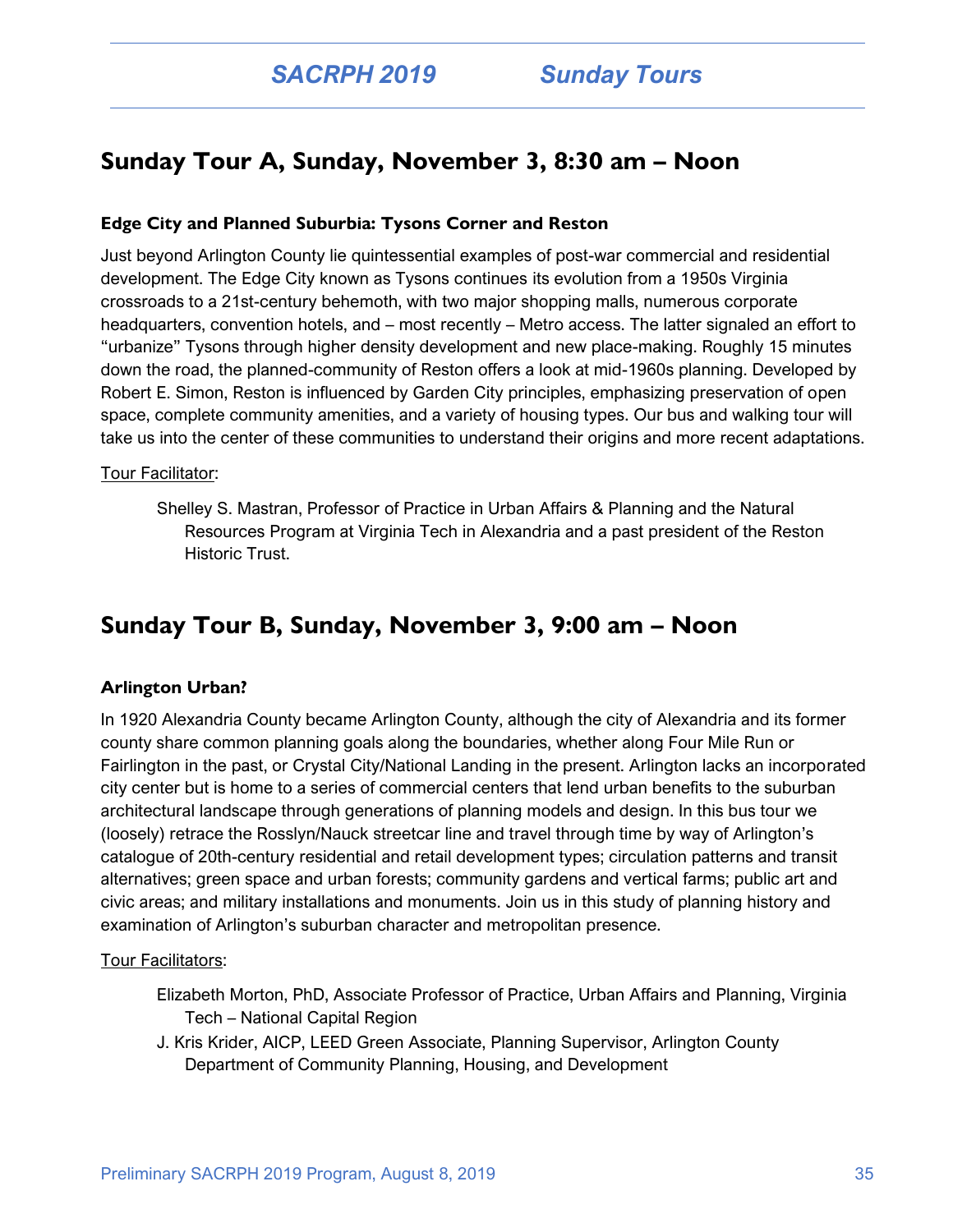## Sunday Tour A, Sunday, November 3, 8:30 am – Noon

### Edge City and Planned Suburbia: Tysons Corner and Reston

Just beyond Arlington County lie quintessential examples of post-war commercial and residential development. The Edge City known as Tysons continues its evolution from a 1950s Virginia crossroads to a 21st-century behemoth, with two major shopping malls, numerous corporate headquarters, convention hotels, and – most recently – Metro access. The latter signaled an effort to "urbanize" Tysons through higher density development and new place-making. Roughly 15 minutes down the road, the planned-community of Reston offers a look at mid-1960s planning. Developed by Robert E. Simon, Reston is influenced by Garden City principles, emphasizing preservation of open space, complete community amenities, and a variety of housing types. Our bus and walking tour will take us into the center of these communities to understand their origins and more recent adaptations.

Tour Facilitator:

Shelley S. Mastran, Professor of Practice in Urban Affairs & Planning and the Natural Resources Program at Virginia Tech in Alexandria and a past president of the Reston Historic Trust.

## Sunday Tour B, Sunday, November 3, 9:00 am – Noon

### Arlington Urban?

In 1920 Alexandria County became Arlington County, although the city of Alexandria and its former county share common planning goals along the boundaries, whether along Four Mile Run or Fairlington in the past, or Crystal City/National Landing in the present. Arlington lacks an incorporated city center but is home to a series of commercial centers that lend urban benefits to the suburban architectural landscape through generations of planning models and design. In this bus tour we (loosely) retrace the Rosslyn/Nauck streetcar line and travel through time by way of Arlington's catalogue of 20th-century residential and retail development types; circulation patterns and transit alternatives; green space and urban forests; community gardens and vertical farms; public art and civic areas; and military installations and monuments. Join us in this study of planning history and examination of Arlington's suburban character and metropolitan presence.

Tour Facilitators:

Elizabeth Morton, PhD, Associate Professor of Practice, Urban Affairs and Planning, Virginia Tech – National Capital Region

J. Kris Krider, AICP, LEED Green Associate, Planning Supervisor, Arlington County Department of Community Planning, Housing, and Development